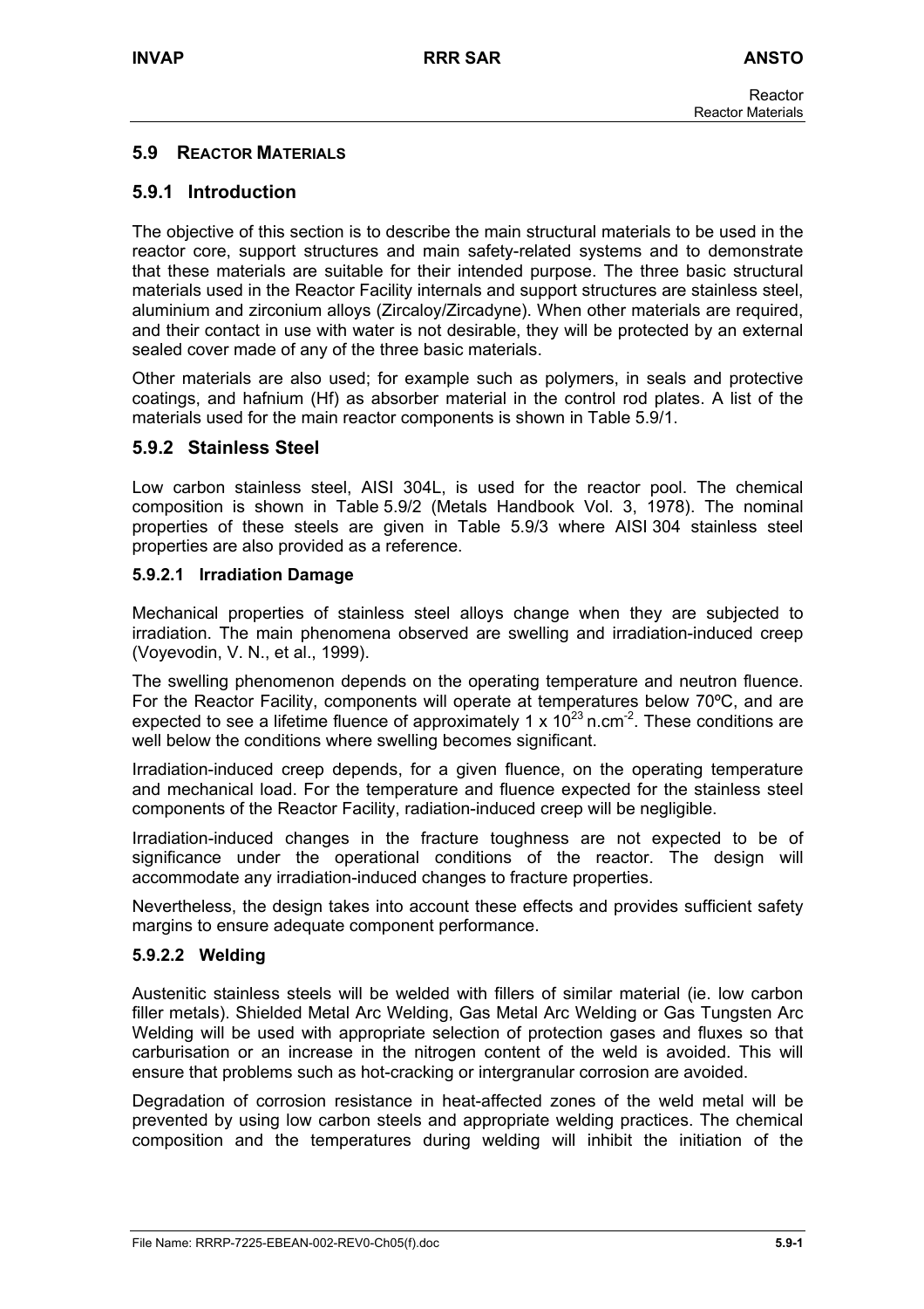## 5.9 Reactor Materials

### 5.9.1 Introduction

The objective of this section is to describe the main structural materials to be used in the reactor core, support structures and main safety-related systems and to demonstrate that these materials are suitable for their intended purpose. The three basic structural materials used in the Reactor Facility internals and support structures are stainless steel, aluminium and zirconium alloys (Zircaloy/Zircadyne). When other materials are required, and their contact in use with water is not desirable, they will be protected by an external sealed cover made of any of the three basic materials.

Other materials are also used; for example such as polymers, in seals and protective coatings, and hafnium (Hf) as absorber material in the control rod plates. A list of the materials used for the main reactor components is shown in Table 5.9/1.

### 5.9.2 Stainless Steel

Low carbon stainless steel, AISI 304L, is used for the reactor pool. The chemical composition is shown in Table 5.9/2 (Metals Handbook Vol. 3, 1978). The nominal properties of these steels are given in Table 5.9/3 where AISI 304 stainless steel properties are also provided as a reference.

#### 5.9.2.1 Irradiation Damage

Mechanical properties of stainless steel alloys change when they are subjected to irradiation. The main phenomena observed are swelling and irradiation-induced creep (Voyevodin, V. N., et al., 1999).

The swelling phenomenon depends on the operating temperature and neutron fluence. For the Reactor Facility, components will operate at temperatures below 70ºC, and are expected to see a lifetime fluence of approximately $1 \times 10^{23}$ n.cm$^{-2}$. These conditions are well below the conditions where swelling becomes significant.

Irradiation-induced creep depends, for a given fluence, on the operating temperature and mechanical load. For the temperature and fluence expected for the stainless steel components of the Reactor Facility, radiation-induced creep will be negligible.

Irradiation-induced changes in the fracture toughness are not expected to be of significance under the operational conditions of the reactor. The design will accommodate any irradiation-induced changes to fracture properties.

Nevertheless, the design takes into account these effects and provides sufficient safety margins to ensure adequate component performance.

#### 5.9.2.2 Welding

Austenitic stainless steels will be welded with fillers of similar material (ie. low carbon filler metals). Shielded Metal Arc Welding, Gas Metal Arc Welding or Gas Tungsten Arc Welding will be used with appropriate selection of protection gases and fluxes so that carburisation or an increase in the nitrogen content of the weld is avoided. This will ensure that problems such as hot-cracking or intergranular corrosion are avoided.

Degradation of corrosion resistance in heat-affected zones of the weld metal will be prevented by using low carbon steels and appropriate welding practices. The chemical composition and the temperatures during welding will inhibit the initiation of the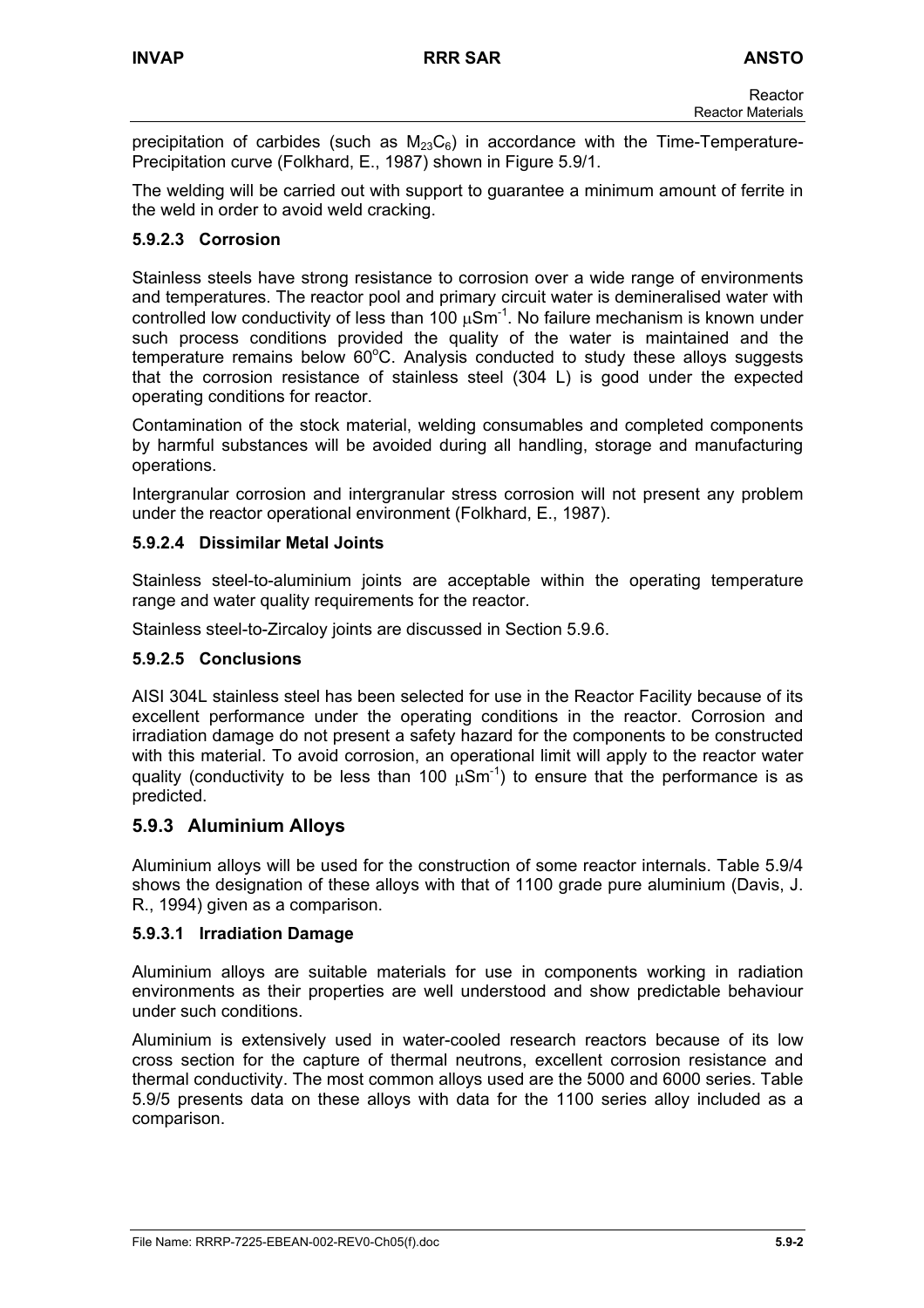precipitation of carbides (such as $M_{23}C_6$) in accordance with the Time-Temperature-Precipitation curve (Folkhard, E., 1987) shown in Figure 5.9/1.

The welding will be carried out with support to guarantee a minimum amount of ferrite in the weld in order to avoid weld cracking.

### 5.9.2.3 Corrosion

Stainless steels have strong resistance to corrosion over a wide range of environments and temperatures. The reactor pool and primary circuit water is demineralised water with controlled low conductivity of less than 100 $\mu Sm^{-1}$. No failure mechanism is known under such process conditions provided the quality of the water is maintained and the temperature remains below 60°C. Analysis conducted to study these alloys suggests that the corrosion resistance of stainless steel (304 L) is good under the expected operating conditions for reactor.

Contamination of the stock material, welding consumables and completed components by harmful substances will be avoided during all handling, storage and manufacturing operations.

Intergranular corrosion and intergranular stress corrosion will not present any problem under the reactor operational environment (Folkhard, E., 1987).

### 5.9.2.4 Dissimilar Metal Joints

Stainless steel-to-aluminium joints are acceptable within the operating temperature range and water quality requirements for the reactor.

Stainless steel-to-Zircaloy joints are discussed in Section 5.9.6.

### 5.9.2.5 Conclusions

AISI 304L stainless steel has been selected for use in the Reactor Facility because of its excellent performance under the operating conditions in the reactor. Corrosion and irradiation damage do not present a safety hazard for the components to be constructed with this material. To avoid corrosion, an operational limit will apply to the reactor water quality (conductivity to be less than 100 $\mu Sm^{-1}$) to ensure that the performance is as predicted.

## 5.9.3 Aluminium Alloys

Aluminium alloys will be used for the construction of some reactor internals. Table 5.9/4 shows the designation of these alloys with that of 1100 grade pure aluminium (Davis, J. R., 1994) given as a comparison.

### 5.9.3.1 Irradiation Damage

Aluminium alloys are suitable materials for use in components working in radiation environments as their properties are well understood and show predictable behaviour under such conditions.

Aluminium is extensively used in water-cooled research reactors because of its low cross section for the capture of thermal neutrons, excellent corrosion resistance and thermal conductivity. The most common alloys used are the 5000 and 6000 series. Table 5.9/5 presents data on these alloys with data for the 1100 series alloy included as a comparison.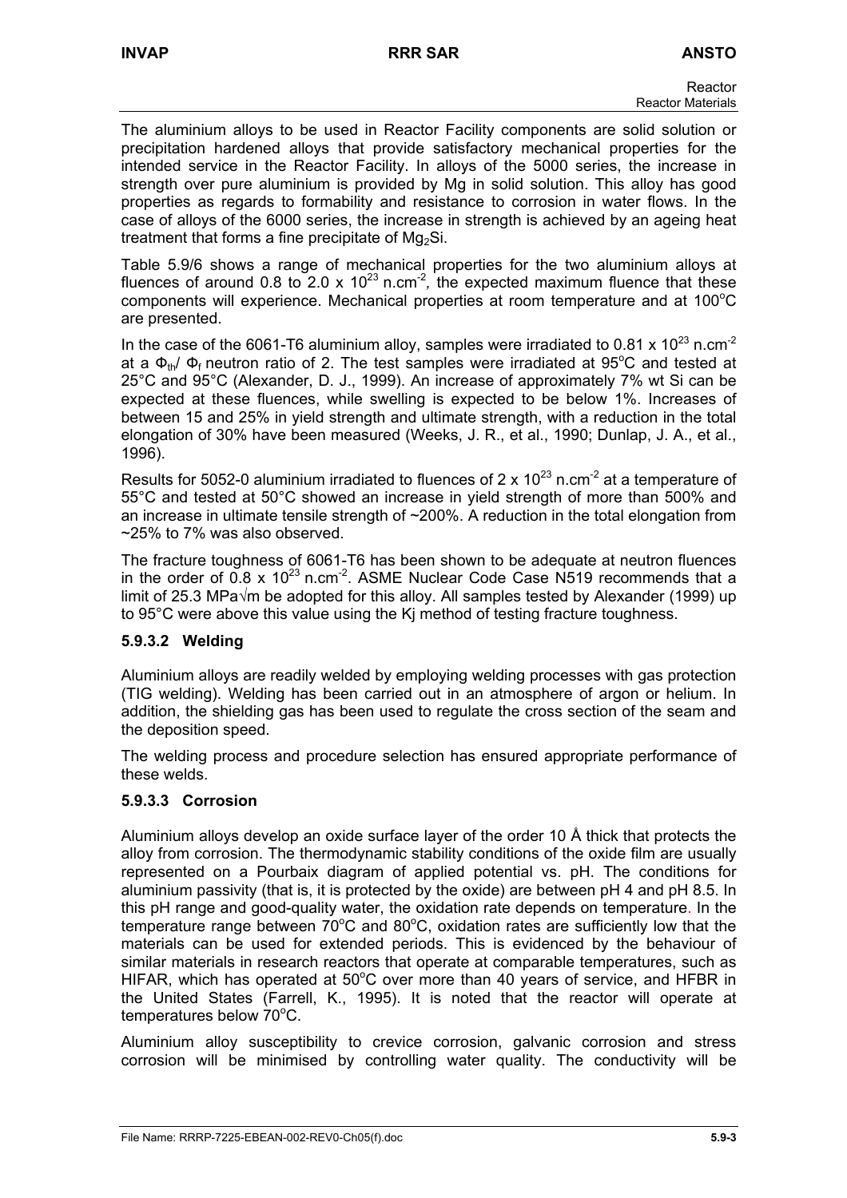The aluminium alloys to be used in Reactor Facility components are solid solution or precipitation hardened alloys that provide satisfactory mechanical properties for the intended service in the Reactor Facility. In alloys of the 5000 series, the increase in strength over pure aluminium is provided by Mg in solid solution. This alloy has good properties as regards to formability and resistance to corrosion in water flows. In the case of alloys of the 6000 series, the increase in strength is achieved by an ageing heat treatment that forms a fine precipitate of $Mg_2Si$.

Table 5.9/6 shows a range of mechanical properties for the two aluminium alloys at fluences of around 0.8 to 2.0 x $10^{23}$ n.cm$^{-2}$, the expected maximum fluence that these components will experience. Mechanical properties at room temperature and at 100°C are presented.

In the case of the 6061-T6 aluminium alloy, samples were irradiated to 0.81 x $10^{23}$ n.cm$^{-2}$ at a $\Phi_{th}/\Phi_f$ neutron ratio of 2. The test samples were irradiated at 95°C and tested at 25°C and 95°C (Alexander, D. J., 1999). An increase of approximately 7% wt Si can be expected at these fluences, while swelling is expected to be below 1%. Increases of between 15 and 25% in yield strength and ultimate strength, with a reduction in the total elongation of 30% have been measured (Weeks, J. R., et al., 1990; Dunlap, J. A., et al., 1996).

Results for 5052-0 aluminium irradiated to fluences of 2 x $10^{23}$ n.cm$^{-2}$ at a temperature of 55°C and tested at 50°C showed an increase in yield strength of more than 500% and an increase in ultimate tensile strength of ~200%. A reduction in the total elongation from ~25% to 7% was also observed.

The fracture toughness of 6061-T6 has been shown to be adequate at neutron fluences in the order of 0.8 x $10^{23}$ n.cm$^{-2}$. ASME Nuclear Code Case N519 recommends that a limit of 25.3 MPa√m be adopted for this alloy. All samples tested by Alexander (1999) up to 95°C were above this value using the Kj method of testing fracture toughness.

### 5.9.3.2 Welding

Aluminium alloys are readily welded by employing welding processes with gas protection (TIG welding). Welding has been carried out in an atmosphere of argon or helium. In addition, the shielding gas has been used to regulate the cross section of the seam and the deposition speed.

The welding process and procedure selection has ensured appropriate performance of these welds.

### 5.9.3.3 Corrosion

Aluminium alloys develop an oxide surface layer of the order 10 Å thick that protects the alloy from corrosion. The thermodynamic stability conditions of the oxide film are usually represented on a Pourbaix diagram of applied potential vs. pH. The conditions for aluminium passivity (that is, it is protected by the oxide) are between pH 4 and pH 8.5. In this pH range and good-quality water, the oxidation rate depends on temperature. In the temperature range between 70°C and 80°C, oxidation rates are sufficiently low that the materials can be used for extended periods. This is evidenced by the behaviour of similar materials in research reactors that operate at comparable temperatures, such as HIFAR, which has operated at 50°C over more than 40 years of service, and HFBR in the United States (Farrell, K., 1995). It is noted that the reactor will operate at temperatures below 70°C.

Aluminium alloy susceptibility to crevice corrosion, galvanic corrosion and stress corrosion will be minimised by controlling water quality. The conductivity will be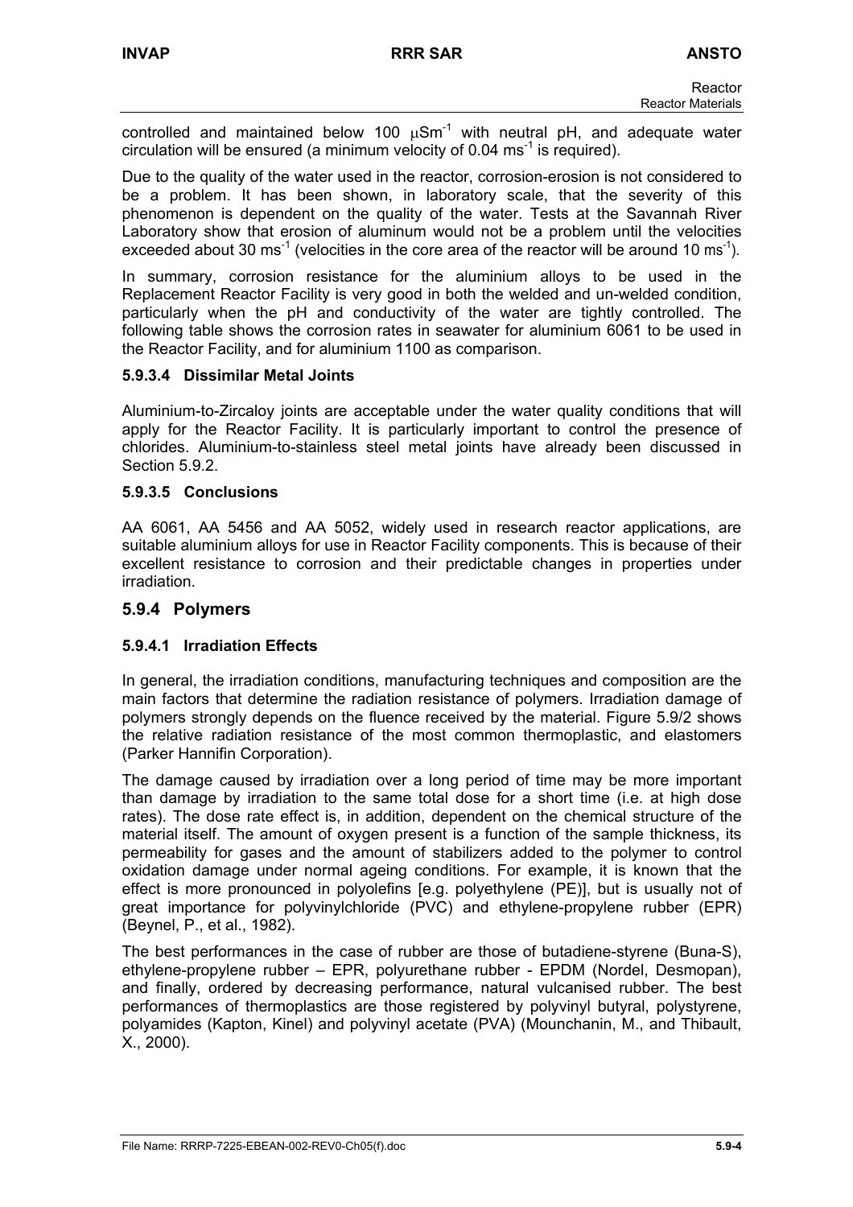controlled and maintained below 100 $\mu Sm^{-1}$ with neutral pH, and adequate water circulation will be ensured (a minimum velocity of 0.04 $ms^{-1}$ is required).

Due to the quality of the water used in the reactor, corrosion-erosion is not considered to be a problem. It has been shown, in laboratory scale, that the severity of this phenomenon is dependent on the quality of the water. Tests at the Savannah River Laboratory show that erosion of aluminum would not be a problem until the velocities exceeded about 30 $ms^{-1}$ (velocities in the core area of the reactor will be around 10 $ms^{-1}$).

In summary, corrosion resistance for the aluminium alloys to be used in the Replacement Reactor Facility is very good in both the welded and un-welded condition, particularly when the pH and conductivity of the water are tightly controlled. The following table shows the corrosion rates in seawater for aluminium 6061 to be used in the Reactor Facility, and for aluminium 1100 as comparison.

#### 5.9.3.4 Dissimilar Metal Joints

Aluminium-to-Zircaloy joints are acceptable under the water quality conditions that will apply for the Reactor Facility. It is particularly important to control the presence of chlorides. Aluminium-to-stainless steel metal joints have already been discussed in Section 5.9.2.

#### 5.9.3.5 Conclusions

AA 6061, AA 5456 and AA 5052, widely used in research reactor applications, are suitable aluminium alloys for use in Reactor Facility components. This is because of their excellent resistance to corrosion and their predictable changes in properties under irradiation.

### 5.9.4 Polymers

#### 5.9.4.1 Irradiation Effects

In general, the irradiation conditions, manufacturing techniques and composition are the main factors that determine the radiation resistance of polymers. Irradiation damage of polymers strongly depends on the fluence received by the material. Figure 5.9/2 shows the relative radiation resistance of the most common thermoplastic, and elastomers (Parker Hannifin Corporation).

The damage caused by irradiation over a long period of time may be more important than damage by irradiation to the same total dose for a short time (i.e. at high dose rates). The dose rate effect is, in addition, dependent on the chemical structure of the material itself. The amount of oxygen present is a function of the sample thickness, its permeability for gases and the amount of stabilizers added to the polymer to control oxidation damage under normal ageing conditions. For example, it is known that the effect is more pronounced in polyolefins [e.g. polyethylene (PE)], but is usually not of great importance for polyvinylchloride (PVC) and ethylene-propylene rubber (EPR) (Beynel, P., et al., 1982).

The best performances in the case of rubber are those of butadiene-styrene (Buna-S), ethylene-propylene rubber – EPR, polyurethane rubber - EPDM (Nordel, Desmopan), and finally, ordered by decreasing performance, natural vulcanised rubber. The best performances of thermoplastics are those registered by polyvinyl butyral, polystyrene, polyamides (Kapton, Kinel) and polyvinyl acetate (PVA) (Mounchanin, M., and Thibault, X., 2000).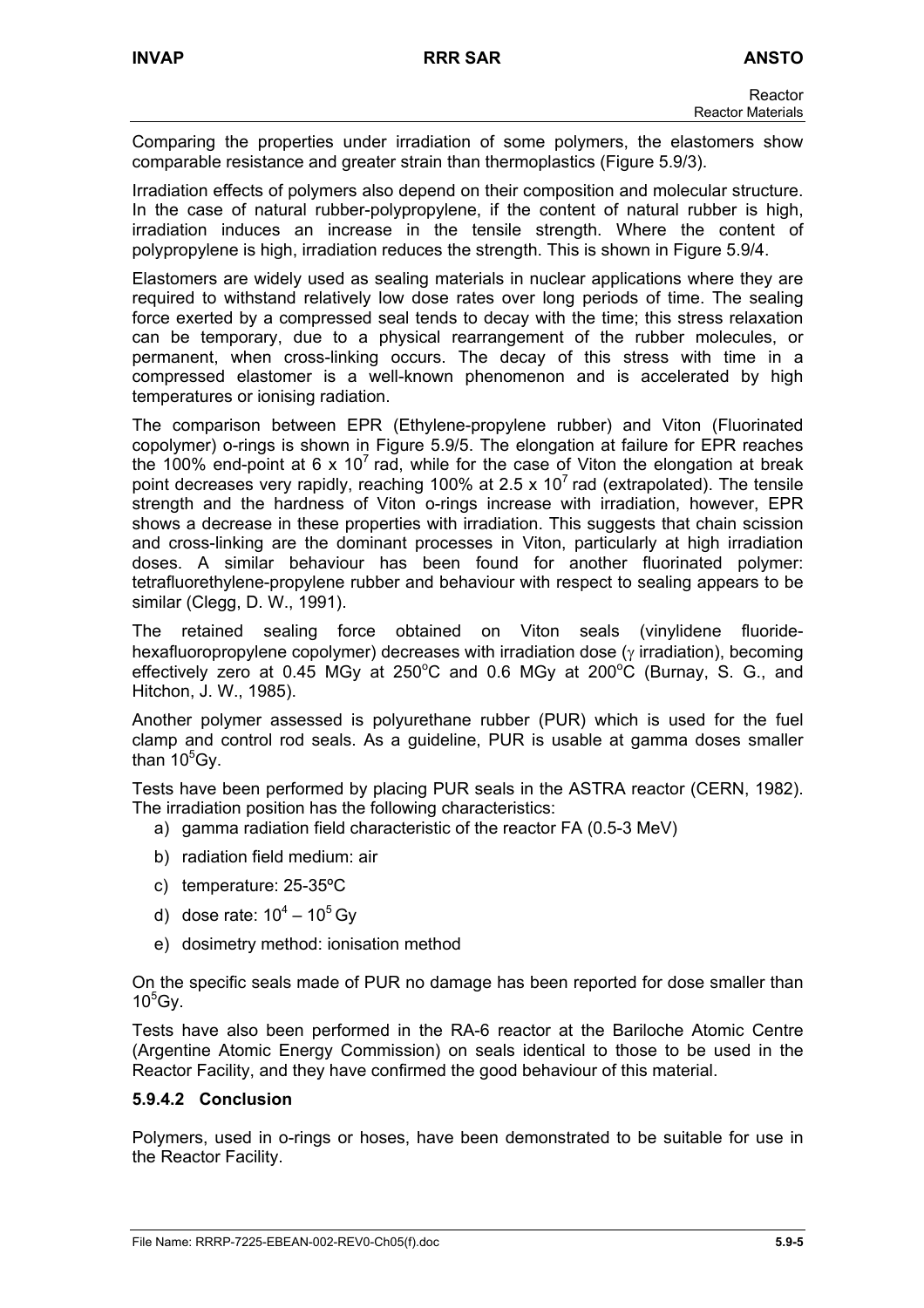Comparing the properties under irradiation of some polymers, the elastomers show comparable resistance and greater strain than thermoplastics (Figure 5.9/3).

Irradiation effects of polymers also depend on their composition and molecular structure. In the case of natural rubber-polypropylene, if the content of natural rubber is high, irradiation induces an increase in the tensile strength. Where the content of polypropylene is high, irradiation reduces the strength. This is shown in Figure 5.9/4.

Elastomers are widely used as sealing materials in nuclear applications where they are required to withstand relatively low dose rates over long periods of time. The sealing force exerted by a compressed seal tends to decay with the time; this stress relaxation can be temporary, due to a physical rearrangement of the rubber molecules, or permanent, when cross-linking occurs. The decay of this stress with time in a compressed elastomer is a well-known phenomenon and is accelerated by high temperatures or ionising radiation.

The comparison between EPR (Ethylene-propylene rubber) and Viton (Fluorinated copolymer) o-rings is shown in Figure 5.9/5. The elongation at failure for EPR reaches the 100% end-point at $6 \times 10^7$ rad, while for the case of Viton the elongation at break point decreases very rapidly, reaching 100% at $2.5 \times 10^7$ rad (extrapolated). The tensile strength and the hardness of Viton o-rings increase with irradiation, however, EPR shows a decrease in these properties with irradiation. This suggests that chain scission and cross-linking are the dominant processes in Viton, particularly at high irradiation doses. A similar behaviour has been found for another fluorinated polymer: tetrafluorethylene-propylene rubber and behaviour with respect to sealing appears to be similar (Clegg, D. W., 1991).

The retained sealing force obtained on Viton seals (vinylidene fluoride-hexafluoropropylene copolymer) decreases with irradiation dose ($\gamma$ irradiation), becoming effectively zero at 0.45 MGy at 250°C and 0.6 MGy at 200°C (Burnay, S. G., and Hitchon, J. W., 1985).

Another polymer assessed is polyurethane rubber (PUR) which is used for the fuel clamp and control rod seals. As a guideline, PUR is usable at gamma doses smaller than $10^5$Gy.

Tests have been performed by placing PUR seals in the ASTRA reactor (CERN, 1982). The irradiation position has the following characteristics:

a) gamma radiation field characteristic of the reactor FA (0.5-3 MeV)
b) radiation field medium: air
c) temperature: 25-35ºC
d) dose rate: $10^4 - 10^5$ Gy
e) dosimetry method: ionisation method

On the specific seals made of PUR no damage has been reported for dose smaller than $10^5$Gy.

Tests have also been performed in the RA-6 reactor at the Bariloche Atomic Centre (Argentine Atomic Energy Commission) on seals identical to those to be used in the Reactor Facility, and they have confirmed the good behaviour of this material.

#### 5.9.4.2 Conclusion

Polymers, used in o-rings or hoses, have been demonstrated to be suitable for use in the Reactor Facility.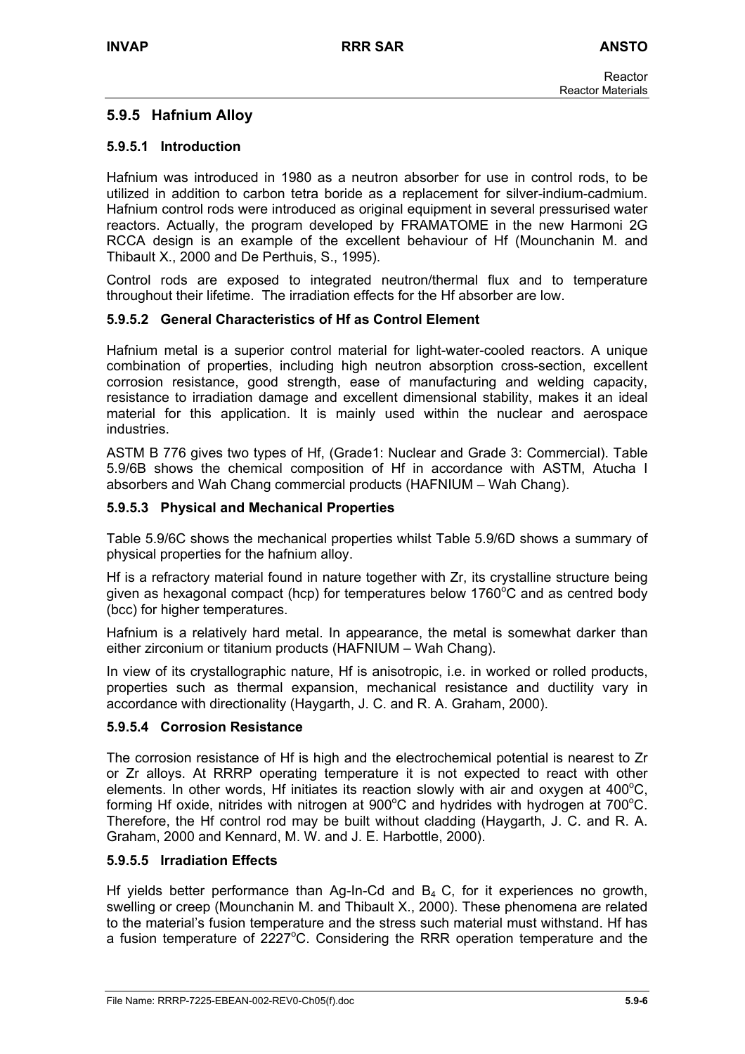## 5.9.5 Hafnium Alloy

### 5.9.5.1 Introduction

Hafnium was introduced in 1980 as a neutron absorber for use in control rods, to be utilized in addition to carbon tetra boride as a replacement for silver-indium-cadmium. Hafnium control rods were introduced as original equipment in several pressurised water reactors. Actually, the program developed by FRAMATOME in the new Harmoni 2G RCCA design is an example of the excellent behaviour of Hf (Mounchanin M. and Thibault X., 2000 and De Perthuis, S., 1995).

Control rods are exposed to integrated neutron/thermal flux and to temperature throughout their lifetime. The irradiation effects for the Hf absorber are low.

### 5.9.5.2 General Characteristics of Hf as Control Element

Hafnium metal is a superior control material for light-water-cooled reactors. A unique combination of properties, including high neutron absorption cross-section, excellent corrosion resistance, good strength, ease of manufacturing and welding capacity, resistance to irradiation damage and excellent dimensional stability, makes it an ideal material for this application. It is mainly used within the nuclear and aerospace industries.

ASTM B 776 gives two types of Hf, (Grade1: Nuclear and Grade 3: Commercial). Table 5.9/6B shows the chemical composition of Hf in accordance with ASTM, Atucha I absorbers and Wah Chang commercial products (HAFNIUM – Wah Chang).

### 5.9.5.3 Physical and Mechanical Properties

Table 5.9/6C shows the mechanical properties whilst Table 5.9/6D shows a summary of physical properties for the hafnium alloy.

Hf is a refractory material found in nature together with Zr, its crystalline structure being given as hexagonal compact (hcp) for temperatures below 1760°C and as centred body (bcc) for higher temperatures.

Hafnium is a relatively hard metal. In appearance, the metal is somewhat darker than either zirconium or titanium products (HAFNIUM – Wah Chang).

In view of its crystallographic nature, Hf is anisotropic, i.e. in worked or rolled products, properties such as thermal expansion, mechanical resistance and ductility vary in accordance with directionality (Haygarth, J. C. and R. A. Graham, 2000).

### 5.9.5.4 Corrosion Resistance

The corrosion resistance of Hf is high and the electrochemical potential is nearest to Zr or Zr alloys. At RRRP operating temperature it is not expected to react with other elements. In other words, Hf initiates its reaction slowly with air and oxygen at 400°C, forming Hf oxide, nitrides with nitrogen at 900°C and hydrides with hydrogen at 700°C. Therefore, the Hf control rod may be built without cladding (Haygarth, J. C. and R. A. Graham, 2000 and Kennard, M. W. and J. E. Harbottle, 2000).

### 5.9.5.5 Irradiation Effects

Hf yields better performance than Ag-In-Cd and $B_4$ C, for it experiences no growth, swelling or creep (Mounchanin M. and Thibault X., 2000). These phenomena are related to the material's fusion temperature and the stress such material must withstand. Hf has a fusion temperature of 2227°C. Considering the RRR operation temperature and the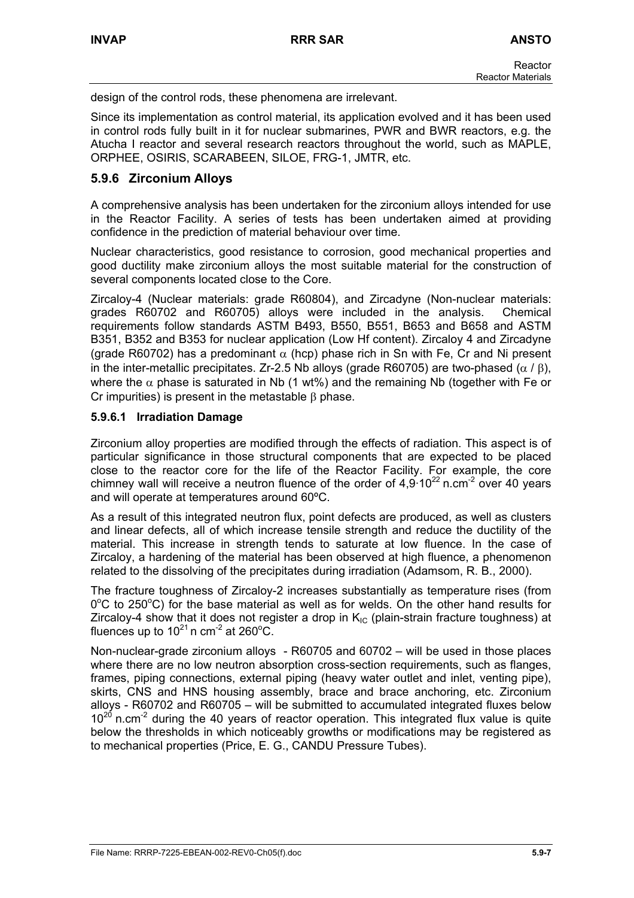design of the control rods, these phenomena are irrelevant.

Since its implementation as control material, its application evolved and it has been used in control rods fully built in it for nuclear submarines, PWR and BWR reactors, e.g. the Atucha I reactor and several research reactors throughout the world, such as MAPLE, ORPHEE, OSIRIS, SCARABEEN, SILOE, FRG-1, JMTR, etc.

## 5.9.6 Zirconium Alloys

A comprehensive analysis has been undertaken for the zirconium alloys intended for use in the Reactor Facility. A series of tests has been undertaken aimed at providing confidence in the prediction of material behaviour over time.

Nuclear characteristics, good resistance to corrosion, good mechanical properties and good ductility make zirconium alloys the most suitable material for the construction of several components located close to the Core.

Zircaloy-4 (Nuclear materials: grade R60804), and Zircadyne (Non-nuclear materials: grades R60702 and R60705) alloys were included in the analysis. Chemical requirements follow standards ASTM B493, B550, B551, B653 and B658 and ASTM B351, B352 and B353 for nuclear application (Low Hf content). Zircaloy 4 and Zircadyne (grade R60702) has a predominant $\alpha$ (hcp) phase rich in Sn with Fe, Cr and Ni present in the inter-metallic precipitates. Zr-2.5 Nb alloys (grade R60705) are two-phased ($\alpha$ / $\beta$), where the $\alpha$ phase is saturated in Nb (1 wt%) and the remaining Nb (together with Fe or Cr impurities) is present in the metastable $\beta$ phase.

### 5.9.6.1 Irradiation Damage

Zirconium alloy properties are modified through the effects of radiation. This aspect is of particular significance in those structural components that are expected to be placed close to the reactor core for the life of the Reactor Facility. For example, the core chimney wall will receive a neutron fluence of the order of $4{,}9 \cdot 10^{22}$ n.cm$^{-2}$ over 40 years and will operate at temperatures around 60ºC.

As a result of this integrated neutron flux, point defects are produced, as well as clusters and linear defects, all of which increase tensile strength and reduce the ductility of the material. This increase in strength tends to saturate at low fluence. In the case of Zircaloy, a hardening of the material has been observed at high fluence, a phenomenon related to the dissolving of the precipitates during irradiation (Adamsom, R. B., 2000).

The fracture toughness of Zircaloy-2 increases substantially as temperature rises (from $0^{o}$C to $250^{o}$C) for the base material as well as for welds. On the other hand results for Zircaloy-4 show that it does not register a drop in $K_{IC}$ (plain-strain fracture toughness) at fluences up to $10^{21}$ n cm$^{-2}$ at $260^{o}$C.

Non-nuclear-grade zirconium alloys - R60705 and 60702 – will be used in those places where there are no low neutron absorption cross-section requirements, such as flanges, frames, piping connections, external piping (heavy water outlet and inlet, venting pipe), skirts, CNS and HNS housing assembly, brace and brace anchoring, etc. Zirconium alloys - R60702 and R60705 – will be submitted to accumulated integrated fluxes below $10^{20}$ n.cm$^{-2}$ during the 40 years of reactor operation. This integrated flux value is quite below the thresholds in which noticeably growths or modifications may be registered as to mechanical properties (Price, E. G., CANDU Pressure Tubes).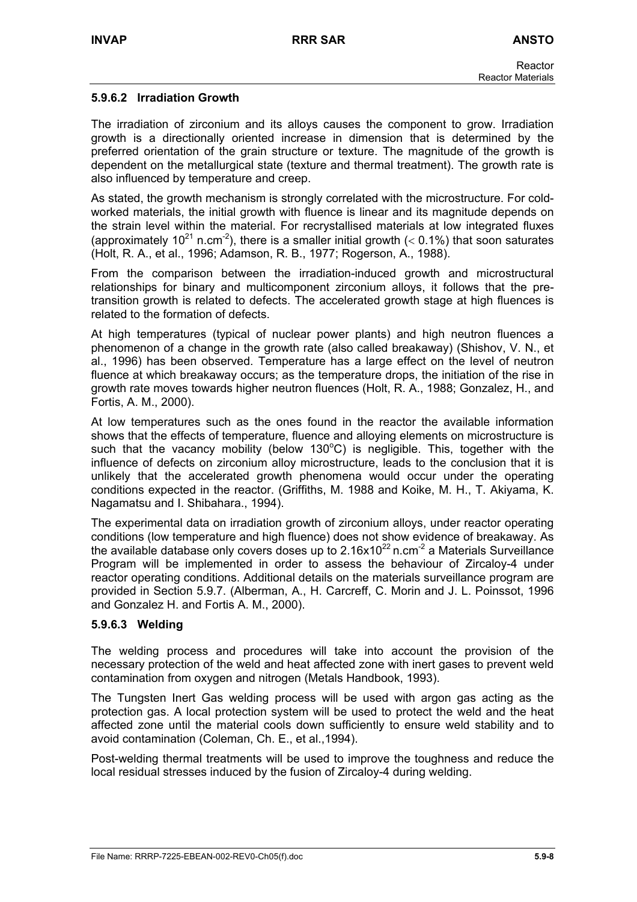### 5.9.6.2 Irradiation Growth

The irradiation of zirconium and its alloys causes the component to grow. Irradiation growth is a directionally oriented increase in dimension that is determined by the preferred orientation of the grain structure or texture. The magnitude of the growth is dependent on the metallurgical state (texture and thermal treatment). The growth rate is also influenced by temperature and creep.

As stated, the growth mechanism is strongly correlated with the microstructure. For cold-worked materials, the initial growth with fluence is linear and its magnitude depends on the strain level within the material. For recrystallised materials at low integrated fluxes (approximately $10^{21}$ n.cm$^{-2}$), there is a smaller initial growth ($<$ 0.1%) that soon saturates (Holt, R. A., et al., 1996; Adamson, R. B., 1977; Rogerson, A., 1988).

From the comparison between the irradiation-induced growth and microstructural relationships for binary and multicomponent zirconium alloys, it follows that the pre-transition growth is related to defects. The accelerated growth stage at high fluences is related to the formation of defects.

At high temperatures (typical of nuclear power plants) and high neutron fluences a phenomenon of a change in the growth rate (also called breakaway) (Shishov, V. N., et al., 1996) has been observed. Temperature has a large effect on the level of neutron fluence at which breakaway occurs; as the temperature drops, the initiation of the rise in growth rate moves towards higher neutron fluences (Holt, R. A., 1988; Gonzalez, H., and Fortis, A. M., 2000).

At low temperatures such as the ones found in the reactor the available information shows that the effects of temperature, fluence and alloying elements on microstructure is such that the vacancy mobility (below 130°C) is negligible. This, together with the influence of defects on zirconium alloy microstructure, leads to the conclusion that it is unlikely that the accelerated growth phenomena would occur under the operating conditions expected in the reactor. (Griffiths, M. 1988 and Koike, M. H., T. Akiyama, K. Nagamatsu and I. Shibahara., 1994).

The experimental data on irradiation growth of zirconium alloys, under reactor operating conditions (low temperature and high fluence) does not show evidence of breakaway. As the available database only covers doses up to $2.16 \times 10^{22}$ n.cm$^{-2}$ a Materials Surveillance Program will be implemented in order to assess the behaviour of Zircaloy-4 under reactor operating conditions. Additional details on the materials surveillance program are provided in Section 5.9.7. (Alberman, A., H. Carcreff, C. Morin and J. L. Poinssot, 1996 and Gonzalez H. and Fortis A. M., 2000).

### 5.9.6.3 Welding

The welding process and procedures will take into account the provision of the necessary protection of the weld and heat affected zone with inert gases to prevent weld contamination from oxygen and nitrogen (Metals Handbook, 1993).

The Tungsten Inert Gas welding process will be used with argon gas acting as the protection gas. A local protection system will be used to protect the weld and the heat affected zone until the material cools down sufficiently to ensure weld stability and to avoid contamination (Coleman, Ch. E., et al.,1994).

Post-welding thermal treatments will be used to improve the toughness and reduce the local residual stresses induced by the fusion of Zircaloy-4 during welding.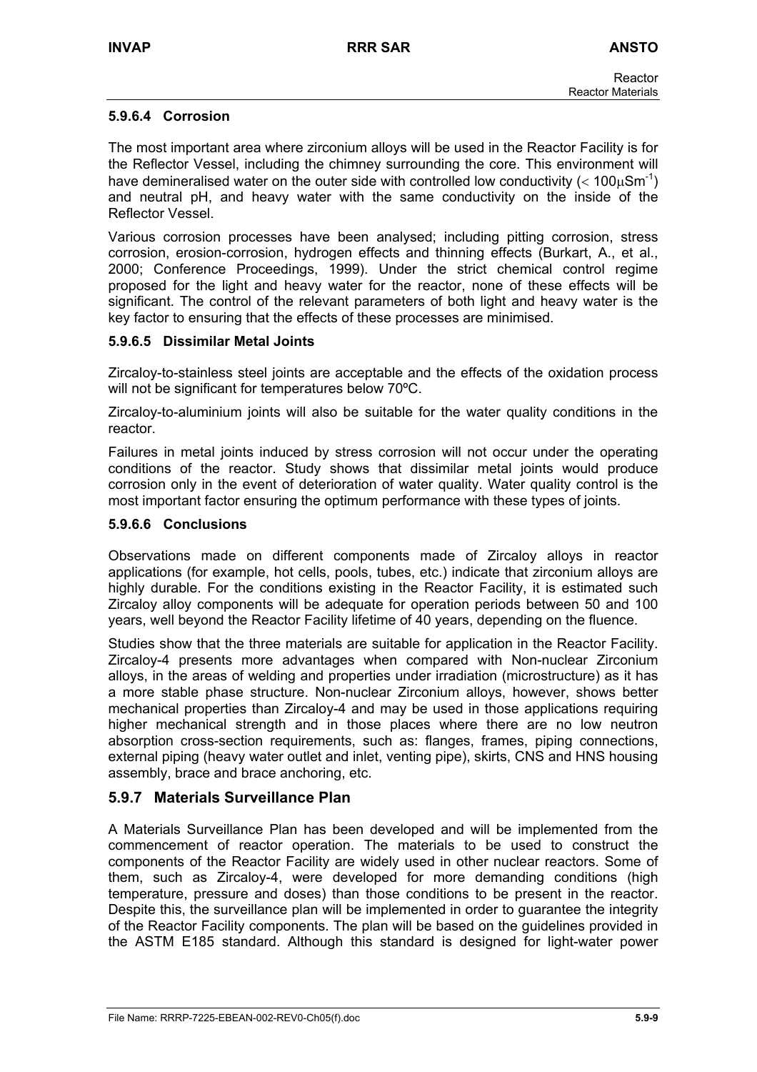#### 5.9.6.4 Corrosion

The most important area where zirconium alloys will be used in the Reactor Facility is for the Reflector Vessel, including the chimney surrounding the core. This environment will have demineralised water on the outer side with controlled low conductivity ($< 100\mu Sm^{-1}$) and neutral pH, and heavy water with the same conductivity on the inside of the Reflector Vessel.

Various corrosion processes have been analysed; including pitting corrosion, stress corrosion, erosion-corrosion, hydrogen effects and thinning effects (Burkart, A., et al., 2000; Conference Proceedings, 1999). Under the strict chemical control regime proposed for the light and heavy water for the reactor, none of these effects will be significant. The control of the relevant parameters of both light and heavy water is the key factor to ensuring that the effects of these processes are minimised.

#### 5.9.6.5 Dissimilar Metal Joints

Zircaloy-to-stainless steel joints are acceptable and the effects of the oxidation process will not be significant for temperatures below 70ºC.

Zircaloy-to-aluminium joints will also be suitable for the water quality conditions in the reactor.

Failures in metal joints induced by stress corrosion will not occur under the operating conditions of the reactor. Study shows that dissimilar metal joints would produce corrosion only in the event of deterioration of water quality. Water quality control is the most important factor ensuring the optimum performance with these types of joints.

#### 5.9.6.6 Conclusions

Observations made on different components made of Zircaloy alloys in reactor applications (for example, hot cells, pools, tubes, etc.) indicate that zirconium alloys are highly durable. For the conditions existing in the Reactor Facility, it is estimated such Zircaloy alloy components will be adequate for operation periods between 50 and 100 years, well beyond the Reactor Facility lifetime of 40 years, depending on the fluence.

Studies show that the three materials are suitable for application in the Reactor Facility. Zircaloy-4 presents more advantages when compared with Non-nuclear Zirconium alloys, in the areas of welding and properties under irradiation (microstructure) as it has a more stable phase structure. Non-nuclear Zirconium alloys, however, shows better mechanical properties than Zircaloy-4 and may be used in those applications requiring higher mechanical strength and in those places where there are no low neutron absorption cross-section requirements, such as: flanges, frames, piping connections, external piping (heavy water outlet and inlet, venting pipe), skirts, CNS and HNS housing assembly, brace and brace anchoring, etc.

### 5.9.7 Materials Surveillance Plan

A Materials Surveillance Plan has been developed and will be implemented from the commencement of reactor operation. The materials to be used to construct the components of the Reactor Facility are widely used in other nuclear reactors. Some of them, such as Zircaloy-4, were developed for more demanding conditions (high temperature, pressure and doses) than those conditions to be present in the reactor. Despite this, the surveillance plan will be implemented in order to guarantee the integrity of the Reactor Facility components. The plan will be based on the guidelines provided in the ASTM E185 standard. Although this standard is designed for light-water power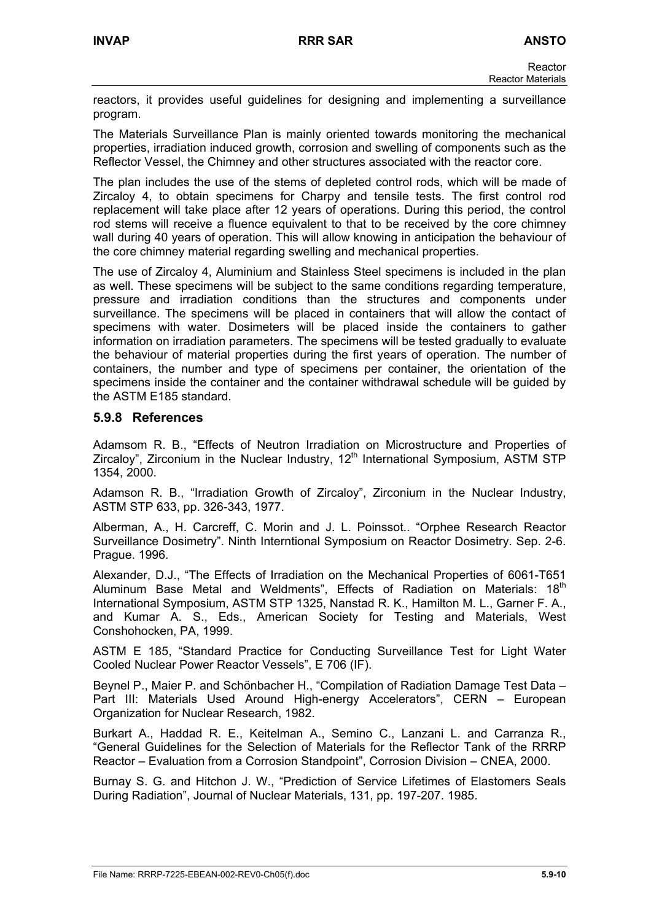reactors, it provides useful guidelines for designing and implementing a surveillance program.

The Materials Surveillance Plan is mainly oriented towards monitoring the mechanical properties, irradiation induced growth, corrosion and swelling of components such as the Reflector Vessel, the Chimney and other structures associated with the reactor core.

The plan includes the use of the stems of depleted control rods, which will be made of Zircaloy 4, to obtain specimens for Charpy and tensile tests. The first control rod replacement will take place after 12 years of operations. During this period, the control rod stems will receive a fluence equivalent to that to be received by the core chimney wall during 40 years of operation. This will allow knowing in anticipation the behaviour of the core chimney material regarding swelling and mechanical properties.

The use of Zircaloy 4, Aluminium and Stainless Steel specimens is included in the plan as well. These specimens will be subject to the same conditions regarding temperature, pressure and irradiation conditions than the structures and components under surveillance. The specimens will be placed in containers that will allow the contact of specimens with water. Dosimeters will be placed inside the containers to gather information on irradiation parameters. The specimens will be tested gradually to evaluate the behaviour of material properties during the first years of operation. The number of containers, the number and type of specimens per container, the orientation of the specimens inside the container and the container withdrawal schedule will be guided by the ASTM E185 standard.

### 5.9.8 References

Adamsom R. B., "Effects of Neutron Irradiation on Microstructure and Properties of Zircaloy", Zirconium in the Nuclear Industry, 12th International Symposium, ASTM STP 1354, 2000.

Adamson R. B., "Irradiation Growth of Zircaloy", Zirconium in the Nuclear Industry, ASTM STP 633, pp. 326-343, 1977.

Alberman, A., H. Carcreff, C. Morin and J. L. Poinssot.. "Orphee Research Reactor Surveillance Dosimetry". Ninth Interntional Symposium on Reactor Dosimetry. Sep. 2-6. Prague. 1996.

Alexander, D.J., "The Effects of Irradiation on the Mechanical Properties of 6061-T651 Aluminum Base Metal and Weldments", Effects of Radiation on Materials: 18th International Symposium, ASTM STP 1325, Nanstad R. K., Hamilton M. L., Garner F. A., and Kumar A. S., Eds., American Society for Testing and Materials, West Conshohocken, PA, 1999.

ASTM E 185, "Standard Practice for Conducting Surveillance Test for Light Water Cooled Nuclear Power Reactor Vessels", E 706 (IF).

Beynel P., Maier P. and Schönbacher H., "Compilation of Radiation Damage Test Data – Part III: Materials Used Around High-energy Accelerators", CERN – European Organization for Nuclear Research, 1982.

Burkart A., Haddad R. E., Keitelman A., Semino C., Lanzani L. and Carranza R., "General Guidelines for the Selection of Materials for the Reflector Tank of the RRRP Reactor – Evaluation from a Corrosion Standpoint", Corrosion Division – CNEA, 2000.

Burnay S. G. and Hitchon J. W., "Prediction of Service Lifetimes of Elastomers Seals During Radiation", Journal of Nuclear Materials, 131, pp. 197-207. 1985.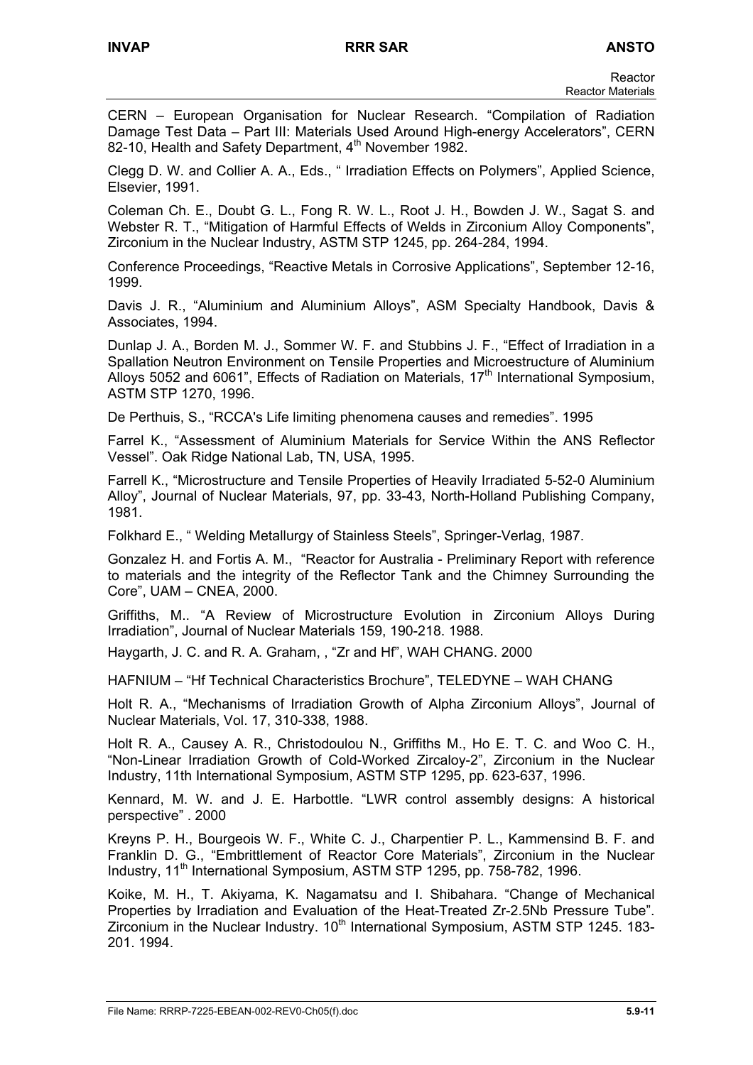CERN – European Organisation for Nuclear Research. "Compilation of Radiation Damage Test Data – Part III: Materials Used Around High-energy Accelerators", CERN 82-10, Health and Safety Department, 4th November 1982.

Clegg D. W. and Collier A. A., Eds., " Irradiation Effects on Polymers", Applied Science, Elsevier, 1991.

Coleman Ch. E., Doubt G. L., Fong R. W. L., Root J. H., Bowden J. W., Sagat S. and Webster R. T., "Mitigation of Harmful Effects of Welds in Zirconium Alloy Components", Zirconium in the Nuclear Industry, ASTM STP 1245, pp. 264-284, 1994.

Conference Proceedings, "Reactive Metals in Corrosive Applications", September 12-16, 1999.

Davis J. R., "Aluminium and Aluminium Alloys", ASM Specialty Handbook, Davis & Associates, 1994.

Dunlap J. A., Borden M. J., Sommer W. F. and Stubbins J. F., "Effect of Irradiation in a Spallation Neutron Environment on Tensile Properties and Microestructure of Aluminium Alloys 5052 and 6061", Effects of Radiation on Materials, 17th International Symposium, ASTM STP 1270, 1996.

De Perthuis, S., "RCCA's Life limiting phenomena causes and remedies". 1995

Farrel K., "Assessment of Aluminium Materials for Service Within the ANS Reflector Vessel". Oak Ridge National Lab, TN, USA, 1995.

Farrell K., "Microstructure and Tensile Properties of Heavily Irradiated 5-52-0 Aluminium Alloy", Journal of Nuclear Materials, 97, pp. 33-43, North-Holland Publishing Company, 1981.

Folkhard E., " Welding Metallurgy of Stainless Steels", Springer-Verlag, 1987.

Gonzalez H. and Fortis A. M., "Reactor for Australia - Preliminary Report with reference to materials and the integrity of the Reflector Tank and the Chimney Surrounding the Core", UAM – CNEA, 2000.

Griffiths, M.. "A Review of Microstructure Evolution in Zirconium Alloys During Irradiation", Journal of Nuclear Materials 159, 190-218. 1988.

Haygarth, J. C. and R. A. Graham, , "Zr and Hf", WAH CHANG. 2000

HAFNIUM – "Hf Technical Characteristics Brochure", TELEDYNE – WAH CHANG

Holt R. A., "Mechanisms of Irradiation Growth of Alpha Zirconium Alloys", Journal of Nuclear Materials, Vol. 17, 310-338, 1988.

Holt R. A., Causey A. R., Christodoulou N., Griffiths M., Ho E. T. C. and Woo C. H., "Non-Linear Irradiation Growth of Cold-Worked Zircaloy-2", Zirconium in the Nuclear Industry, 11th International Symposium, ASTM STP 1295, pp. 623-637, 1996.

Kennard, M. W. and J. E. Harbottle. "LWR control assembly designs: A historical perspective" . 2000

Kreyns P. H., Bourgeois W. F., White C. J., Charpentier P. L., Kammensind B. F. and Franklin D. G., "Embrittlement of Reactor Core Materials", Zirconium in the Nuclear Industry, 11th International Symposium, ASTM STP 1295, pp. 758-782, 1996.

Koike, M. H., T. Akiyama, K. Nagamatsu and I. Shibahara. "Change of Mechanical Properties by Irradiation and Evaluation of the Heat-Treated Zr-2.5Nb Pressure Tube". Zirconium in the Nuclear Industry. 10th International Symposium, ASTM STP 1245. 183-201. 1994.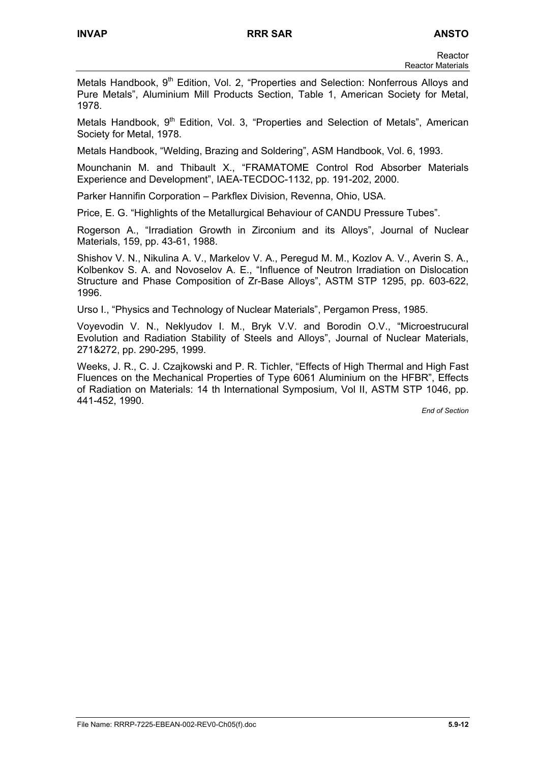Metals Handbook, 9[th] Edition, Vol. 2, "Properties and Selection: Nonferrous Alloys and Pure Metals", Aluminium Mill Products Section, Table 1, American Society for Metal, 1978.

Metals Handbook, 9[th] Edition, Vol. 3, "Properties and Selection of Metals", American Society for Metal, 1978.

Metals Handbook, "Welding, Brazing and Soldering", ASM Handbook, Vol. 6, 1993.

Mounchanin M. and Thibault X., "FRAMATOME Control Rod Absorber Materials Experience and Development", IAEA-TECDOC-1132, pp. 191-202, 2000.

Parker Hannifin Corporation – Parkflex Division, Revenna, Ohio, USA.

Price, E. G. "Highlights of the Metallurgical Behaviour of CANDU Pressure Tubes".

Rogerson A., "Irradiation Growth in Zirconium and its Alloys", Journal of Nuclear Materials, 159, pp. 43-61, 1988.

Shishov V. N., Nikulina A. V., Markelov V. A., Peregud M. M., Kozlov A. V., Averin S. A., Kolbenkov S. A. and Novoselov A. E., "Influence of Neutron Irradiation on Dislocation Structure and Phase Composition of Zr-Base Alloys", ASTM STP 1295, pp. 603-622, 1996.

Urso I., "Physics and Technology of Nuclear Materials", Pergamon Press, 1985.

Voyevodin V. N., Neklyudov I. M., Bryk V.V. and Borodin O.V., "Microestrucural Evolution and Radiation Stability of Steels and Alloys", Journal of Nuclear Materials, 271&272, pp. 290-295, 1999.

Weeks, J. R., C. J. Czajkowski and P. R. Tichler, "Effects of High Thermal and High Fast Fluences on the Mechanical Properties of Type 6061 Aluminium on the HFBR", Effects of Radiation on Materials: 14 th International Symposium, Vol II, ASTM STP 1046, pp. 441-452, 1990.

*End of Section*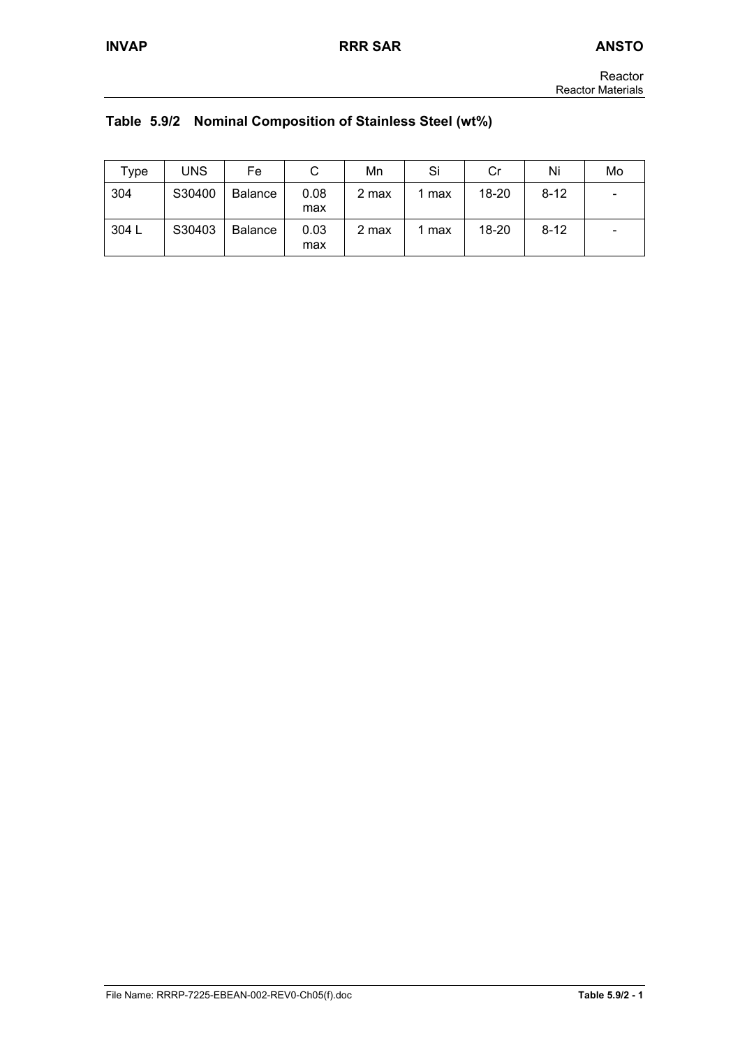## Table 5.9/2 Nominal Composition of Stainless Steel (wt%)

| Type | UNS | Fe | C | Mn | Si | Cr | Ni | Mo |
|---|---|---|---|---|---|---|---|---|
| 304 | S30400 | Balance | 0.08 max | 2 max | 1 max | 18-20 | 8-12 | - |
| 304 L | S30403 | Balance | 0.03 max | 2 max | 1 max | 18-20 | 8-12 | - |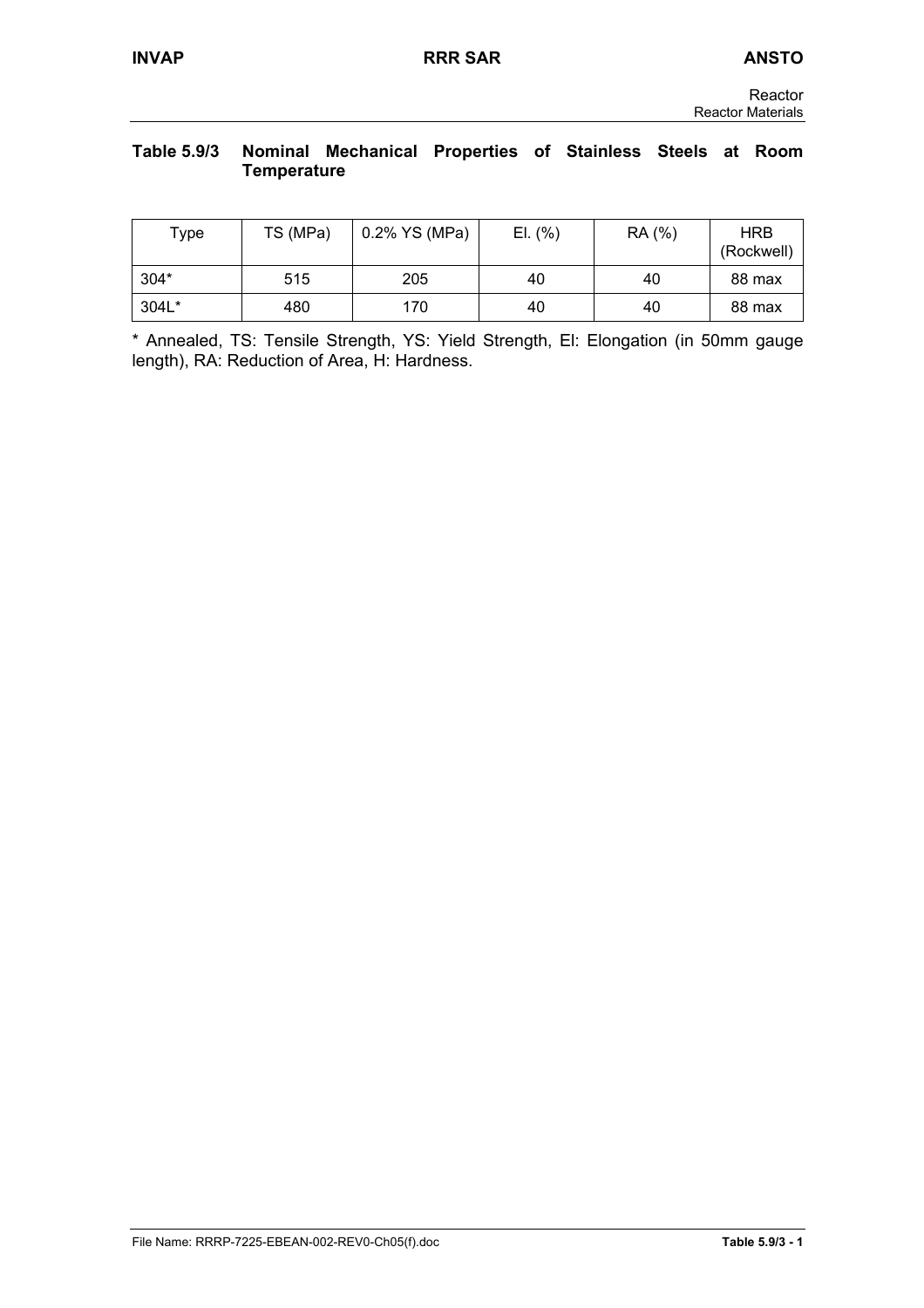**Table 5.9/3 Nominal Mechanical Properties of Stainless Steels at Room Temperature**

| Type | TS (MPa) | 0.2% YS (MPa) | El. (%) | RA (%) | HRB (Rockwell) |
|---|---|---|---|---|---|
| 304* | 515 | 205 | 40 | 40 | 88 max |
| 304L* | 480 | 170 | 40 | 40 | 88 max |

* Annealed, TS: Tensile Strength, YS: Yield Strength, El: Elongation (in 50mm gauge length), RA: Reduction of Area, H: Hardness.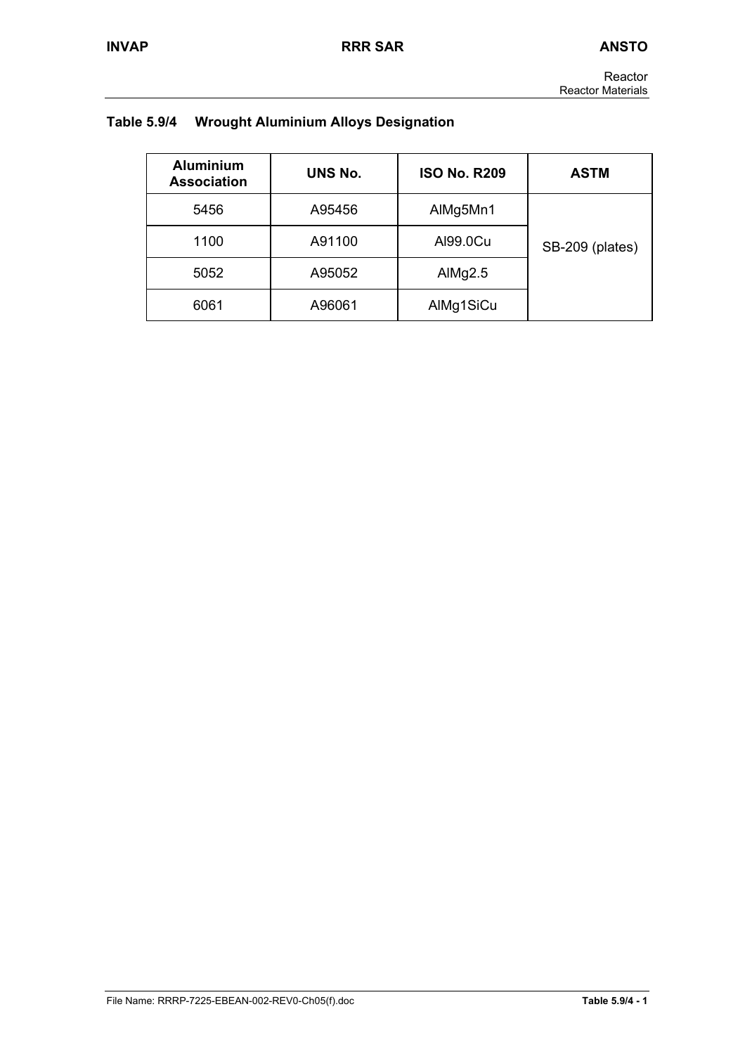## Table 5.9/4 Wrought Aluminium Alloys Designation

| Aluminium Association | UNS No. | ISO No. R209 | ASTM |
|---|---|---|---|
| 5456 | A95456 | AlMg5Mn1 | SB-209 (plates) |
| 1100 | A91100 | Al99.0Cu | |
| 5052 | A95052 | AlMg2.5 | |
| 6061 | A96061 | AlMg1SiCu | |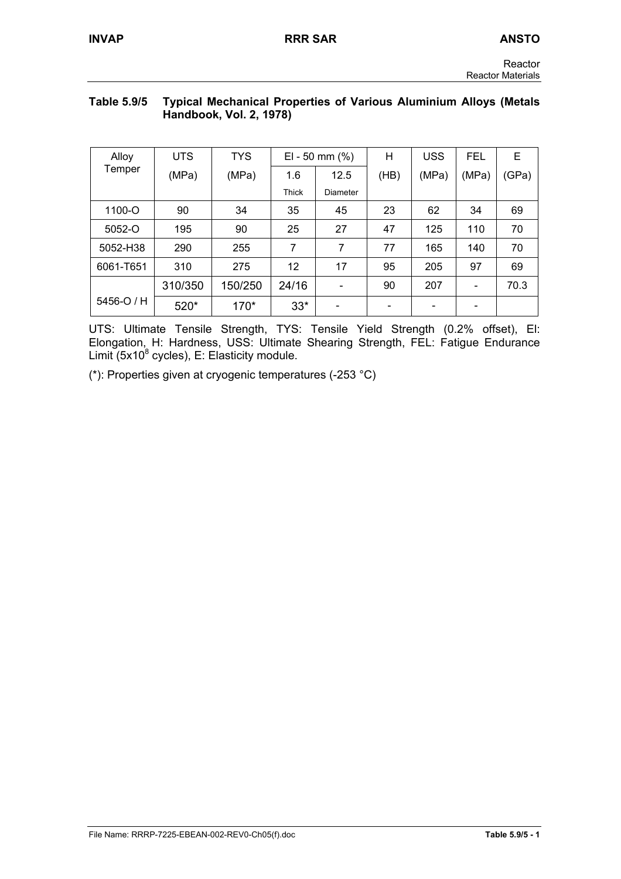**Table 5.9/5 Typical Mechanical Properties of Various Aluminium Alloys (Metals Handbook, Vol. 2, 1978)**

| Alloy Temper | UTS (MPa) | TYS (MPa) | El - 50 mm (%) | | H (HB) | USS (MPa) | FEL (MPa) | E (GPa) |
|---|---|---|---|---|---|---|---|---|
| | | | 1.6 Thick | 12.5 Diameter | | | | |
| 1100-O | 90 | 34 | 35 | 45 | 23 | 62 | 34 | 69 |
| 5052-O | 195 | 90 | 25 | 27 | 47 | 125 | 110 | 70 |
| 5052-H38 | 290 | 255 | 7 | 7 | 77 | 165 | 140 | 70 |
| 6061-T651 | 310 | 275 | 12 | 17 | 95 | 205 | 97 | 69 |
| 5456-O / H | 310/350 | 150/250 | 24/16 | - | 90 | 207 | - | 70.3 |
| | 520* | 170* | 33* | - | - | - | - | |

UTS: Ultimate Tensile Strength, TYS: Tensile Yield Strength (0.2% offset), El: Elongation, H: Hardness, USS: Ultimate Shearing Strength, FEL: Fatigue Endurance Limit ($5x10^8$ cycles), E: Elasticity module.

(*): Properties given at cryogenic temperatures (-253 °C)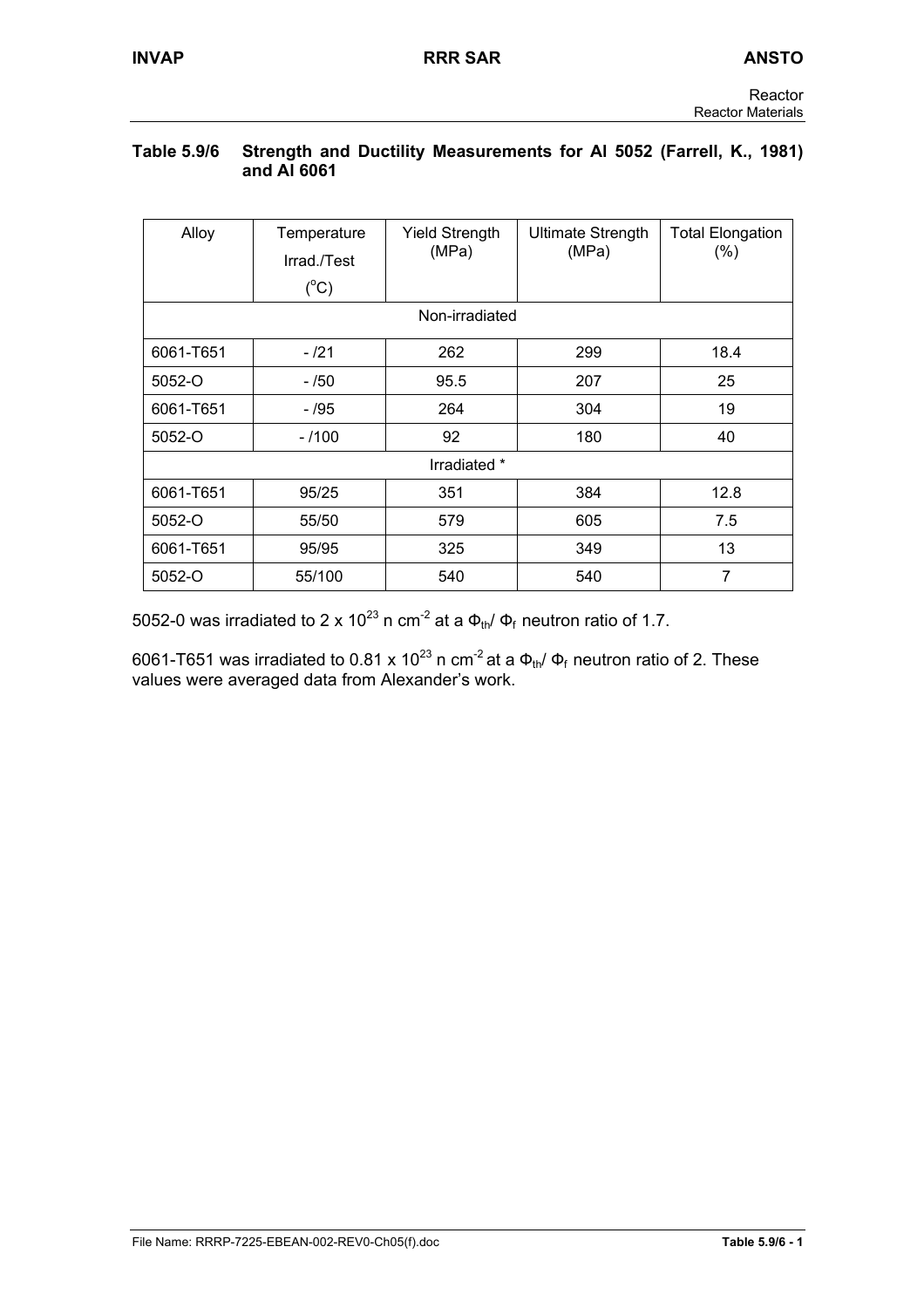**Table 5.9/6 Strength and Ductility Measurements for Al 5052 (Farrell, K., 1981) and Al 6061**

| Alloy | Temperature Irrad./Test (°C) | Yield Strength (MPa) | Ultimate Strength (MPa) | Total Elongation (%) |
|---|---|---|---|---|
| Non-irradiated | | | | |
| 6061-T651 | - /21 | 262 | 299 | 18.4 |
| 5052-O | - /50 | 95.5 | 207 | 25 |
| 6061-T651 | - /95 | 264 | 304 | 19 |
| 5052-O | - /100 | 92 | 180 | 40 |
| Irradiated * | | | | |
| 6061-T651 | 95/25 | 351 | 384 | 12.8 |
| 5052-O | 55/50 | 579 | 605 | 7.5 |
| 6061-T651 | 95/95 | 325 | 349 | 13 |
| 5052-O | 55/100 | 540 | 540 | 7 |

5052-0 was irradiated to 2 x $10^{23}$ n $cm^{-2}$ at a $\Phi_{th}/\Phi_f$ neutron ratio of 1.7.

6061-T651 was irradiated to 0.81 x $10^{23}$ n $cm^{-2}$ at a $\Phi_{th}/\Phi_f$ neutron ratio of 2. These values were averaged data from Alexander's work.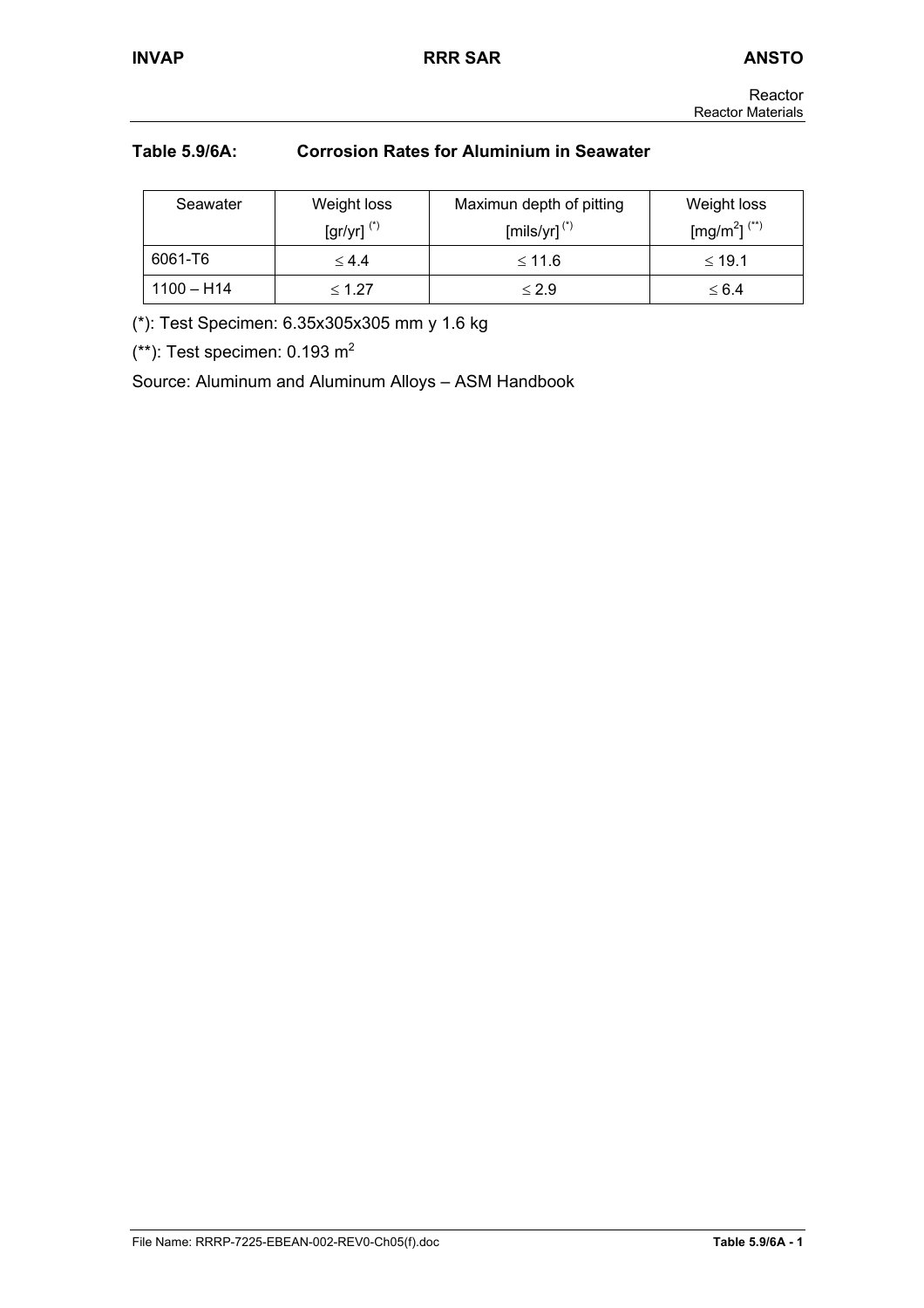**Table 5.9/6A: Corrosion Rates for Aluminium in Seawater**

| Seawater | Weight loss [gr/yr] (*) | Maximun depth of pitting [mils/yr] (*) | Weight loss [mg/m$^2$] (**) |
|---|---|---|---|
| 6061-T6 | ≤ 4.4 | ≤ 11.6 | ≤ 19.1 |
| 1100 – H14 | ≤ 1.27 | ≤ 2.9 | ≤ 6.4 |

(*): Test Specimen: 6.35x305x305 mm y 1.6 kg

(**): Test specimen: 0.193 m$^2$

Source: Aluminum and Aluminum Alloys – ASM Handbook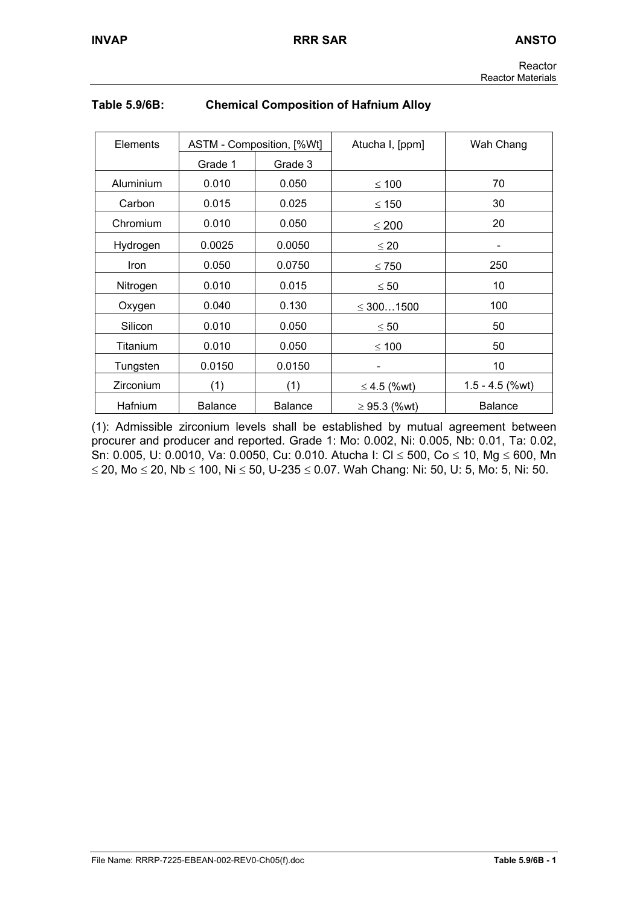**Table 5.9/6B: Chemical Composition of Hafnium Alloy**

| Elements | ASTM - Composition, [%Wt] | | Atucha I, [ppm] | Wah Chang |
|---|---|---|---|---|
| | Grade 1 | Grade 3 | | |
| Aluminium | 0.010 | 0.050 | ≤ 100 | 70 |
| Carbon | 0.015 | 0.025 | ≤ 150 | 30 |
| Chromium | 0.010 | 0.050 | ≤ 200 | 20 |
| Hydrogen | 0.0025 | 0.0050 | ≤ 20 | - |
| Iron | 0.050 | 0.0750 | ≤ 750 | 250 |
| Nitrogen | 0.010 | 0.015 | ≤ 50 | 10 |
| Oxygen | 0.040 | 0.130 | ≤ 300…1500 | 100 |
| Silicon | 0.010 | 0.050 | ≤ 50 | 50 |
| Titanium | 0.010 | 0.050 | ≤ 100 | 50 |
| Tungsten | 0.0150 | 0.0150 | - | 10 |
| Zirconium | (1) | (1) | ≤ 4.5 (%wt) | 1.5 - 4.5 (%wt) |
| Hafnium | Balance | Balance | ≥ 95.3 (%wt) | Balance |

(1): Admissible zirconium levels shall be established by mutual agreement between procurer and producer and reported. Grade 1: Mo: 0.002, Ni: 0.005, Nb: 0.01, Ta: 0.02, Sn: 0.005, U: 0.0010, Va: 0.0050, Cu: 0.010. Atucha I: Cl ≤ 500, Co ≤ 10, Mg ≤ 600, Mn ≤ 20, Mo ≤ 20, Nb ≤ 100, Ni ≤ 50, U-235 ≤ 0.07. Wah Chang: Ni: 50, U: 5, Mo: 5, Ni: 50.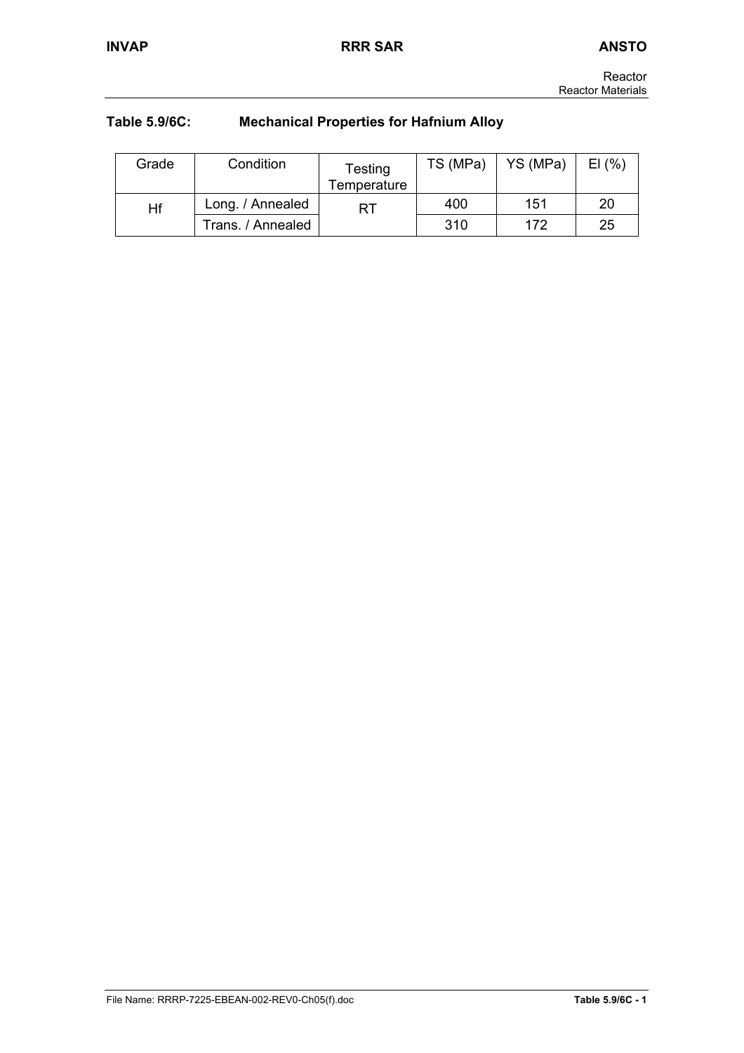**Table 5.9/6C: Mechanical Properties for Hafnium Alloy**

| Grade | Condition | Testing Temperature | TS (MPa) | YS (MPa) | El (%) |
|---|---|---|---|---|---|
| Hf | Long. / Annealed | RT | 400 | 151 | 20 |
| | Trans. / Annealed | | 310 | 172 | 25 |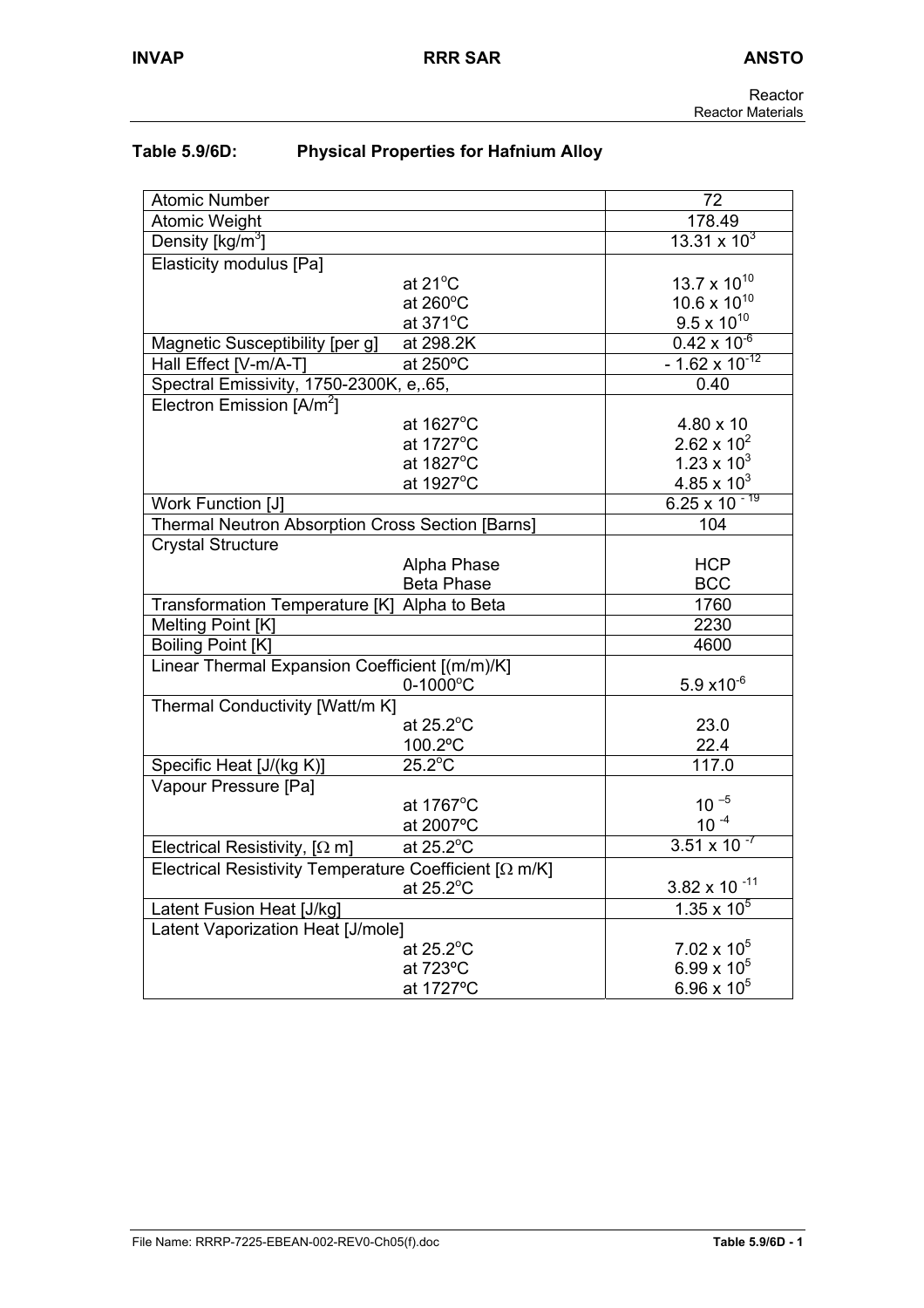**Table 5.9/6D: Physical Properties for Hafnium Alloy**

| Property | Condition | Value |
|---|---|---|
| Atomic Number | | 72 |
| Atomic Weight | | 178.49 |
| Density [kg/m$^3$] | | $13.31 \times 10^3$ |
| Elasticity modulus [Pa] | at 21°C | $13.7 \times 10^{10}$ |
| | at 260°C | $10.6 \times 10^{10}$ |
| | at 371°C | $9.5 \times 10^{10}$ |
| Magnetic Susceptibility [per g] | at 298.2K | $0.42 \times 10^{-6}$ |
| Hall Effect [V-m/A-T] | at 250°C | $-1.62 \times 10^{-12}$ |
| Spectral Emissivity, 1750-2300K, e,.65, | | 0.40 |
| Electron Emission [A/m$^2$] | at 1627°C | $4.80 \times 10$ |
| | at 1727°C | $2.62 \times 10^2$ |
| | at 1827°C | $1.23 \times 10^3$ |
| | at 1927°C | $4.85 \times 10^3$ |
| Work Function [J] | | $6.25 \times 10^{-19}$ |
| Thermal Neutron Absorption Cross Section [Barns] | | 104 |
| Crystal Structure | Alpha Phase | HCP |
| | Beta Phase | BCC |
| Transformation Temperature [K] | Alpha to Beta | 1760 |
| Melting Point [K] | | 2230 |
| Boiling Point [K] | | 4600 |
| Linear Thermal Expansion Coefficient [(m/m)/K] | 0-1000°C | $5.9 \times 10^{-6}$ |
| Thermal Conductivity [Watt/m K] | at 25.2°C | 23.0 |
| | 100.2ºC | 22.4 |
| Specific Heat [J/(kg K)] | 25.2°C | 117.0 |
| Vapour Pressure [Pa] | at 1767°C | $10^{-5}$ |
| | at 2007ºC | $10^{-4}$ |
| Electrical Resistivity, [Ω m] | at 25.2°C | $3.51 \times 10^{-7}$ |
| Electrical Resistivity Temperature Coefficient [Ω m/K] | at 25.2°C | $3.82 \times 10^{-11}$ |
| Latent Fusion Heat [J/kg] | | $1.35 \times 10^5$ |
| Latent Vaporization Heat [J/mole] | at 25.2°C | $7.02 \times 10^5$ |
| | at 723ºC | $6.99 \times 10^5$ |
| | at 1727ºC | $6.96 \times 10^5$ |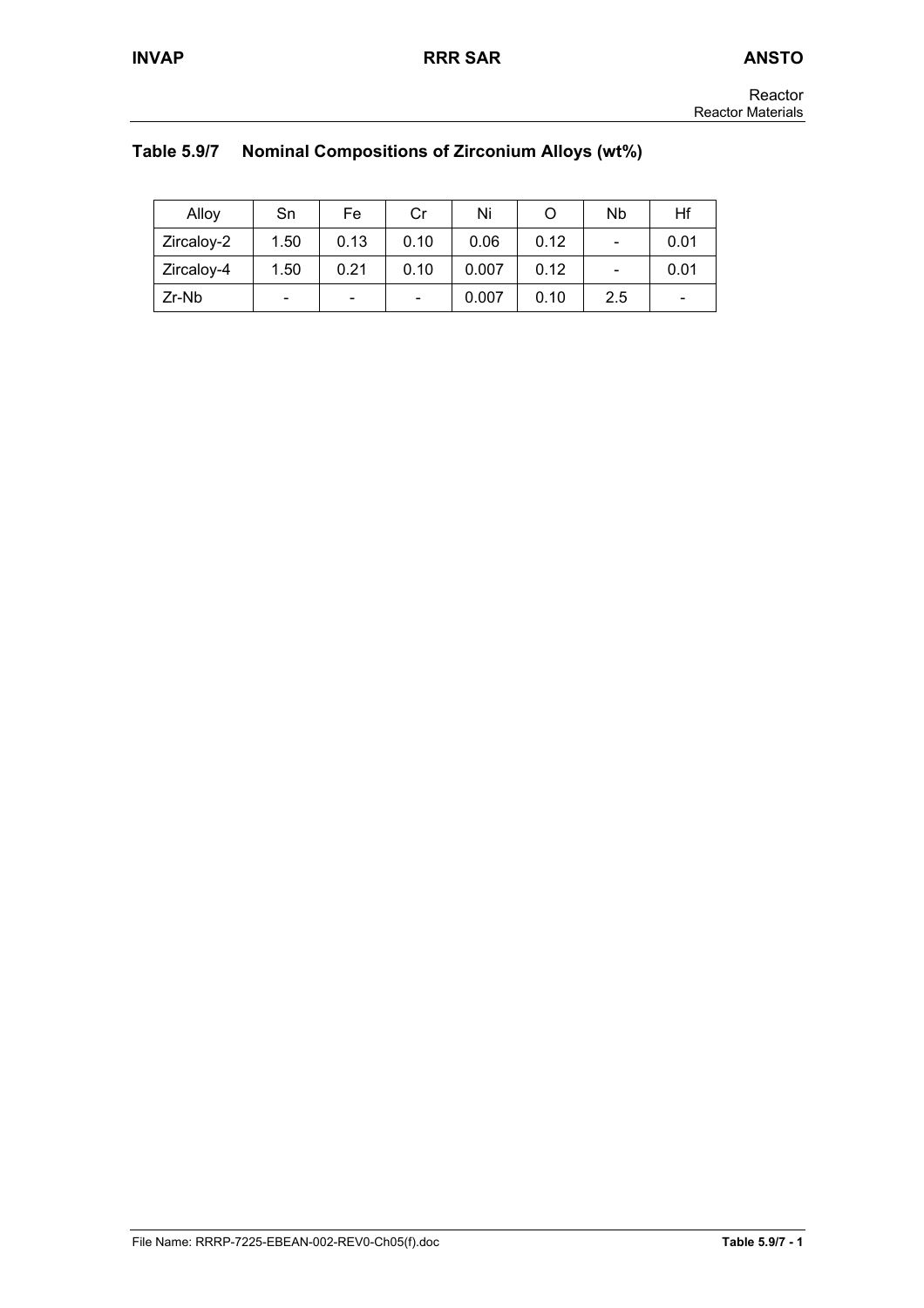## Table 5.9/7 Nominal Compositions of Zirconium Alloys (wt%)

| Alloy | Sn | Fe | Cr | Ni | O | Nb | Hf |
|---|---|---|---|---|---|---|---|
| Zircaloy-2 | 1.50 | 0.13 | 0.10 | 0.06 | 0.12 | - | 0.01 |
| Zircaloy-4 | 1.50 | 0.21 | 0.10 | 0.007 | 0.12 | - | 0.01 |
| Zr-Nb | - | - | - | 0.007 | 0.10 | 2.5 | - |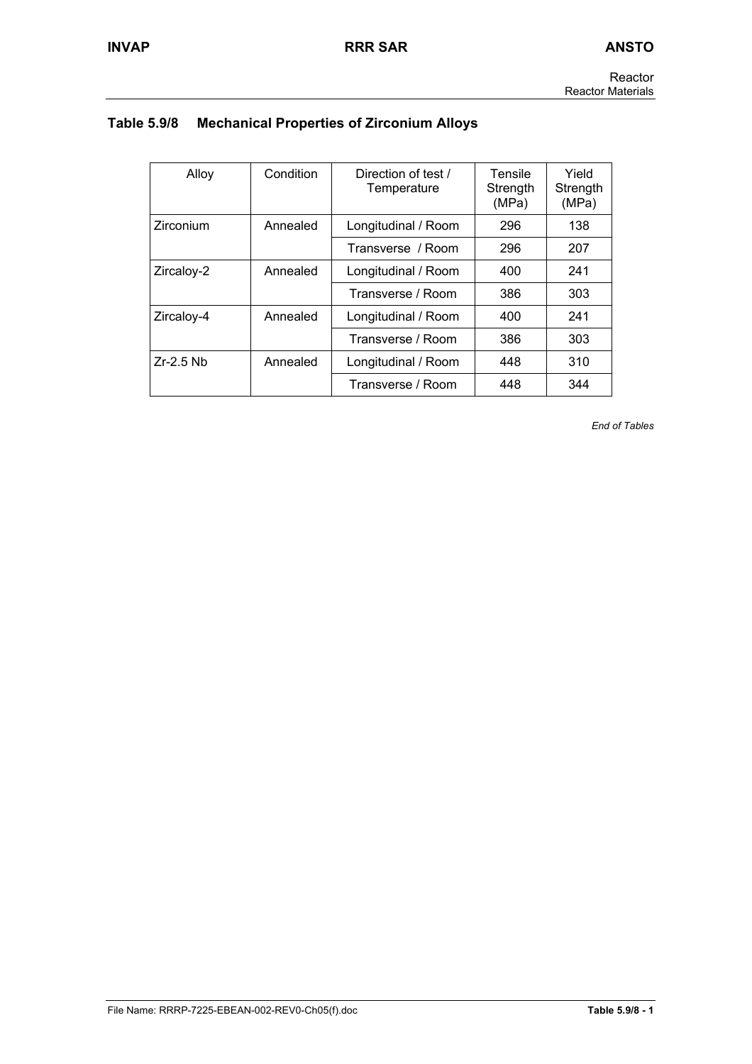## Table 5.9/8 Mechanical Properties of Zirconium Alloys

| Alloy | Condition | Direction of test / Temperature | Tensile Strength (MPa) | Yield Strength (MPa) |
|---|---|---|---|---|
| Zirconium | Annealed | Longitudinal / Room | 296 | 138 |
| | | Transverse / Room | 296 | 207 |
| Zircaloy-2 | Annealed | Longitudinal / Room | 400 | 241 |
| | | Transverse / Room | 386 | 303 |
| Zircaloy-4 | Annealed | Longitudinal / Room | 400 | 241 |
| | | Transverse / Room | 386 | 303 |
| Zr-2.5 Nb | Annealed | Longitudinal / Room | 448 | 310 |
| | | Transverse / Room | 448 | 344 |

*End of Tables*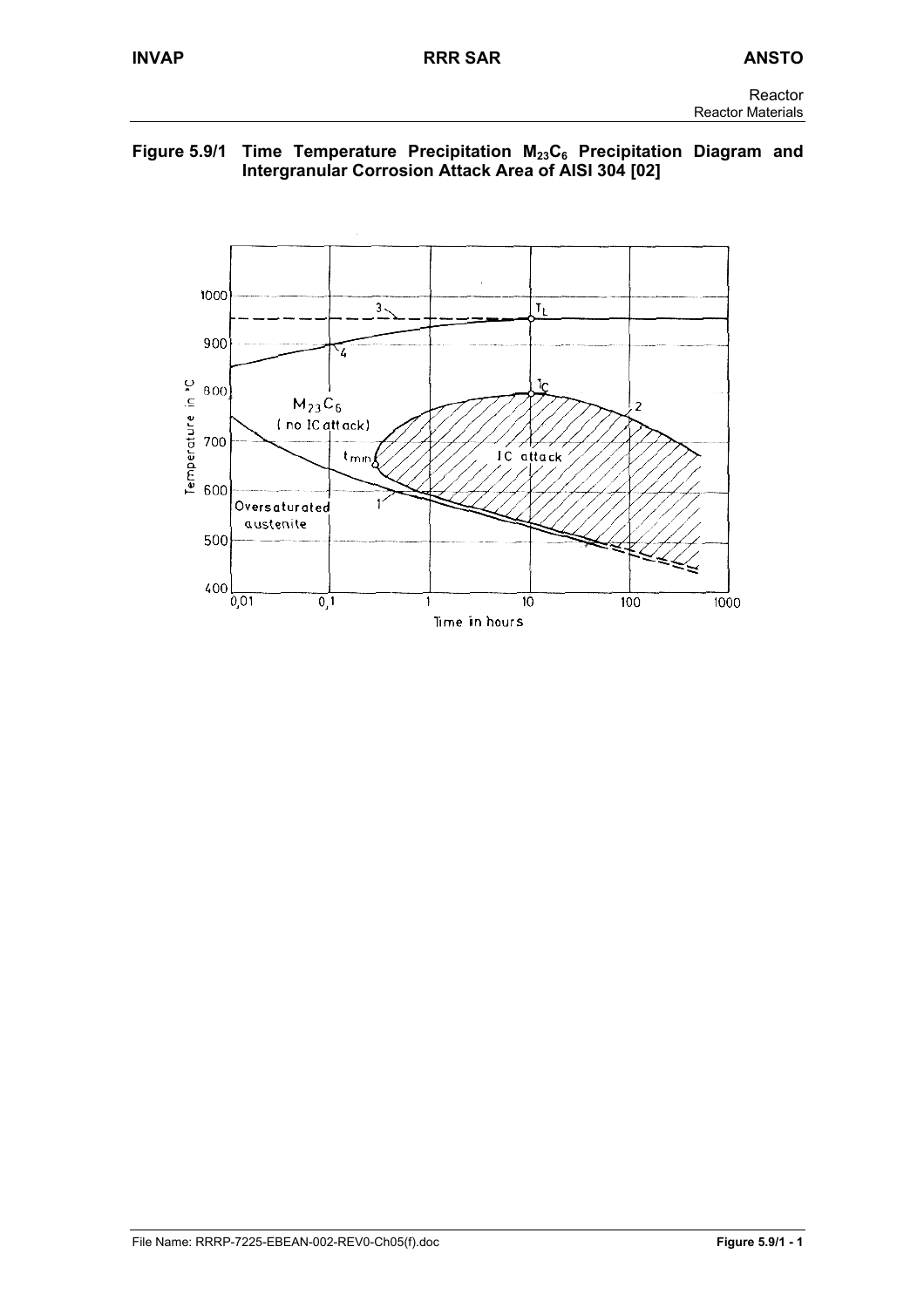**Figure 5.9/1 Time Temperature Precipitation $M_{23}C_6$ Precipitation Diagram and Intergranular Corrosion Attack Area of AISI 304 [02]**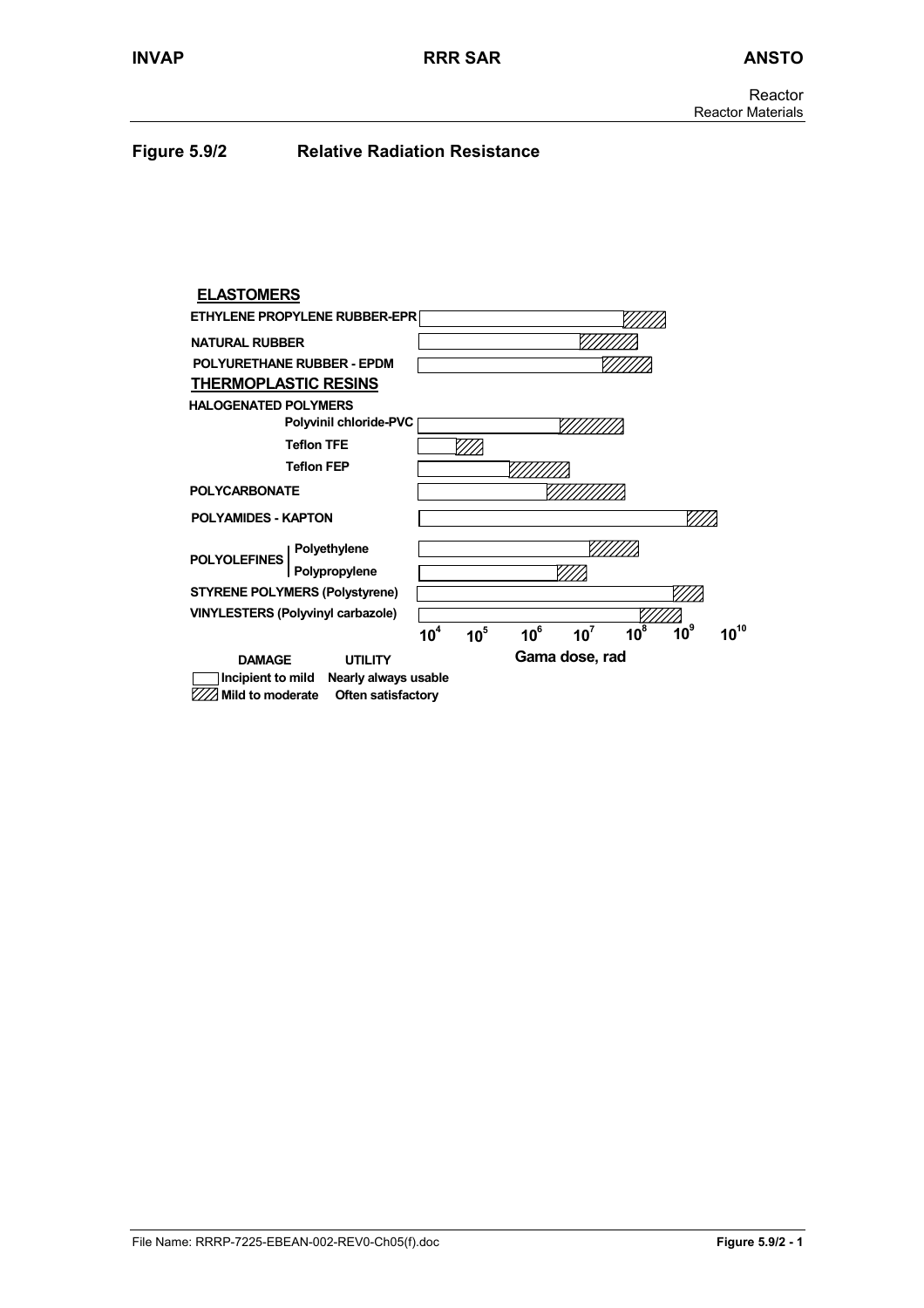## Figure 5.9/2 Relative Radiation Resistance

**ELASTOMERS**

ETHYLENE PROPYLENE RUBBER-EPR

NATURAL RUBBER

POLYURETHANE RUBBER - EPDM

**THERMOPLASTIC RESINS**

HALOGENATED POLYMERS

Polyvinil chloride-PVC

Teflon TFE

Teflon FEP

POLYCARBONATE

POLYAMIDES - KAPTON

POLYOLEFINES: Polyethylene, Polypropylene

STYRENE POLYMERS (Polystyrene)

VINYLESTERS (Polyvinyl carbazole)

$10^4$ $10^5$ $10^6$ $10^7$ $10^8$ $10^9$ $10^{10}$

Gama dose, rad

| DAMAGE | UTILITY |
|---|---|
| Incipient to mild | Nearly always usable |
| Mild to moderate | Often satisfactory |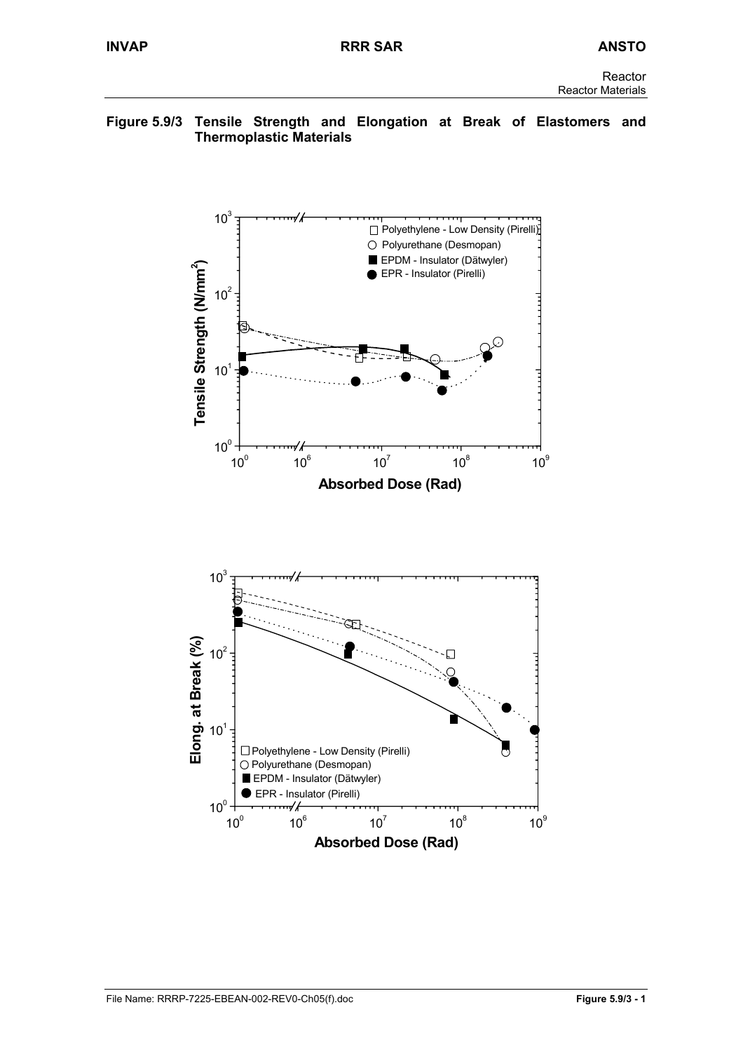**Figure 5.9/3 Tensile Strength and Elongation at Break of Elastomers and Thermoplastic Materials**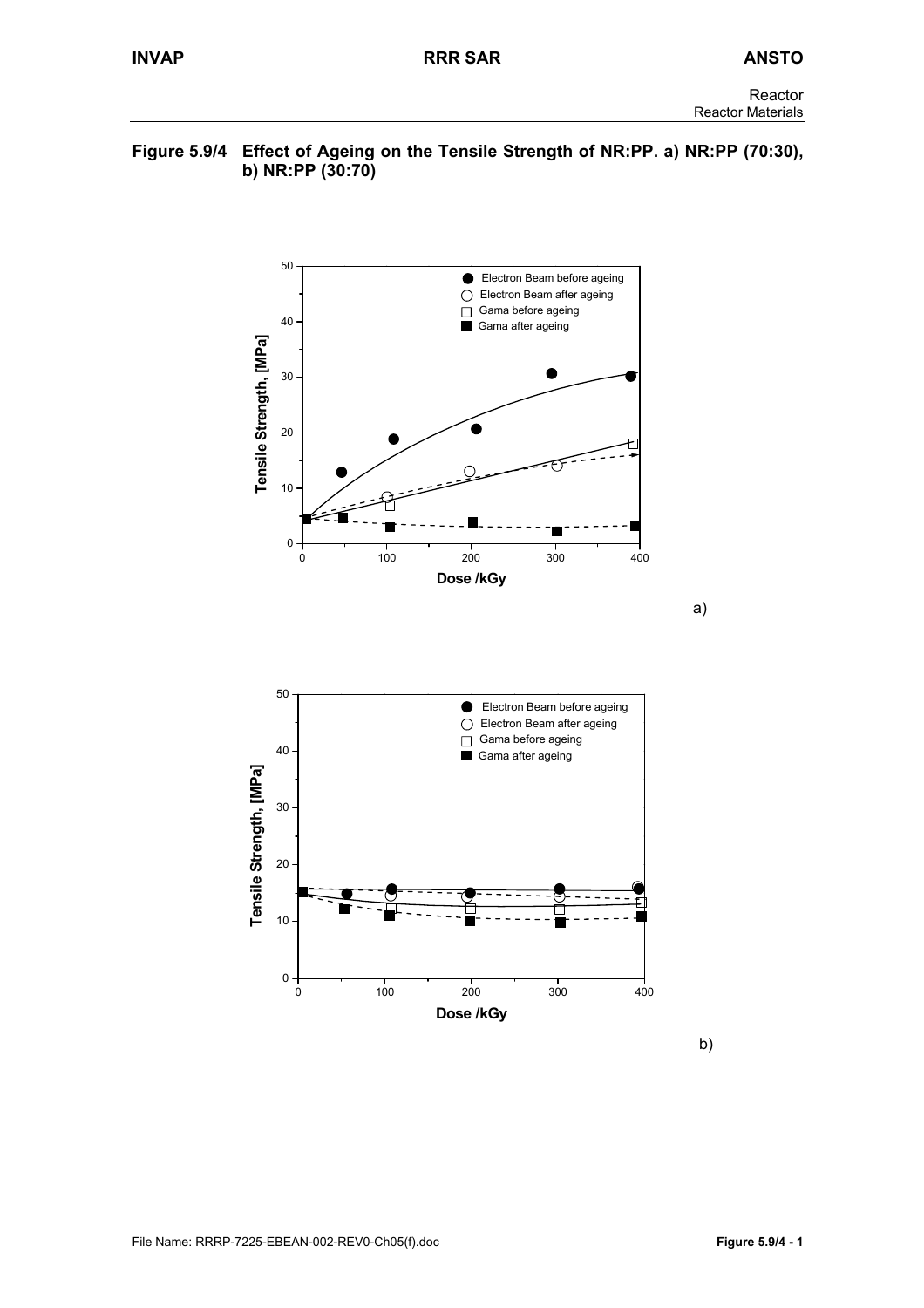**Figure 5.9/4 Effect of Ageing on the Tensile Strength of NR:PP. a) NR:PP (70:30), b) NR:PP (30:70)**

a)

b)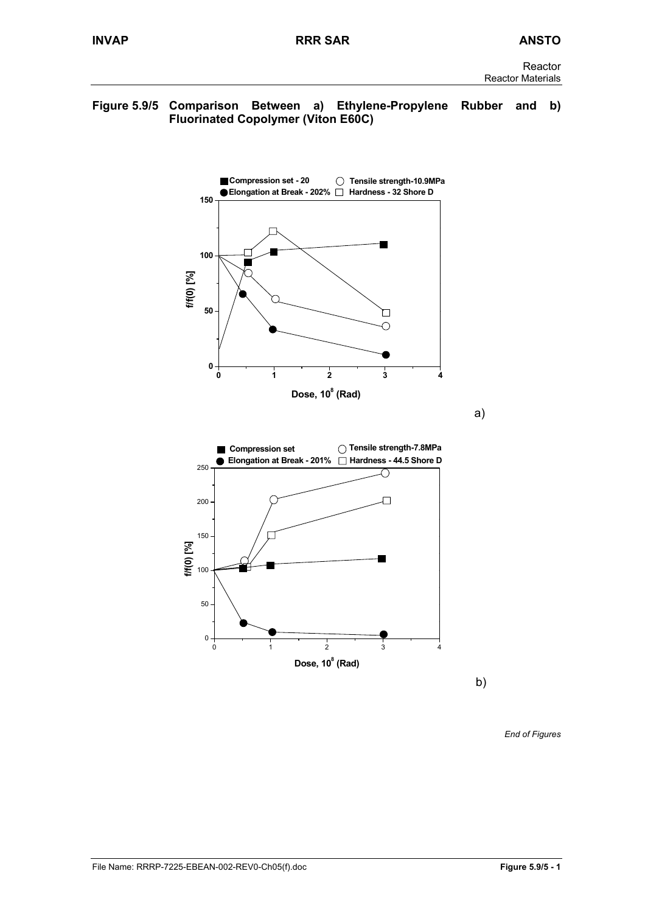**Figure 5.9/5 Comparison Between a) Ethylene-Propylene Rubber and b) Fluorinated Copolymer (Viton E60C)**

Compression set - 20
Tensile strength-10.9MPa
Elongation at Break - 202%
Hardness - 32 Shore D

150
100
50
0

f/f(0) [%]

0 1 2 3 4

Dose, $10^8$ (Rad)

a)

Compression set
Tensile strength-7.8MPa
Elongation at Break - 201%
Hardness - 44.5 Shore D

250
200
150
100
50
0

f/f(0) [%]

0 1 2 3 4

Dose, $10^8$ (Rad)

b)

*End of Figures*